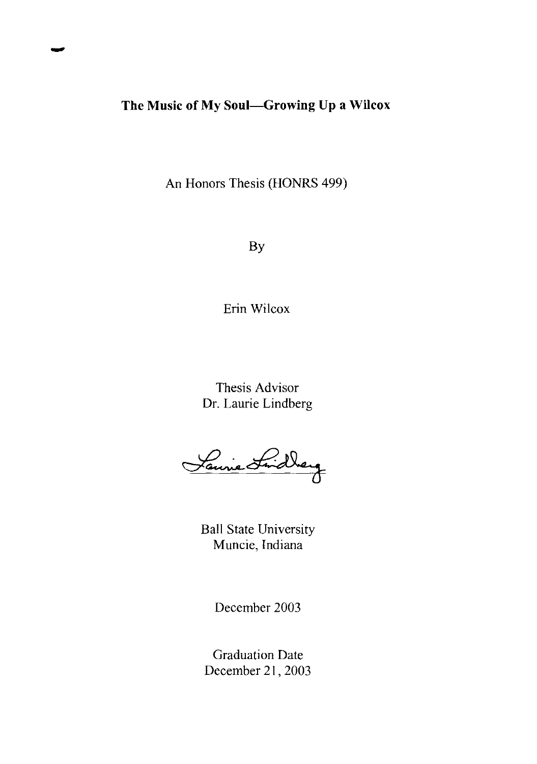# The Music of My Soul—Growing Up a Wilcox

An Honors Thesis (HONRS 499)

By

Erin Wilcox

Thesis Advisor
Dr. Laurie Lindberg

Laurie Lindberg

Ball State University
Muncie, Indiana

December 2003

Graduation Date
December 21, 2003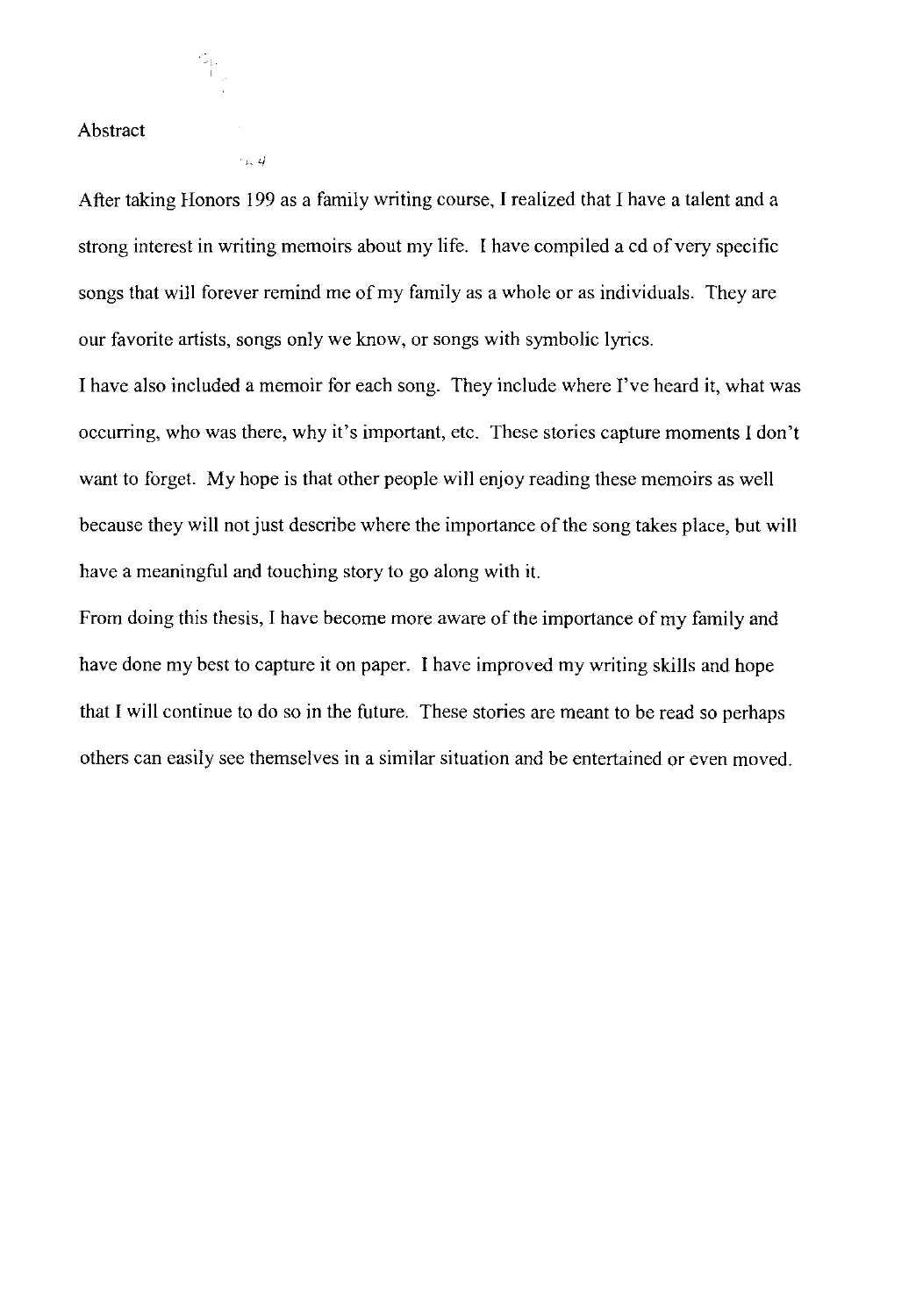# Abstract

After taking Honors 199 as a family writing course, I realized that I have a talent and a strong interest in writing memoirs about my life. I have compiled a cd of very specific songs that will forever remind me of my family as a whole or as individuals. They are our favorite artists, songs only we know, or songs with symbolic lyrics.

I have also included a memoir for each song. They include where I've heard it, what was occurring, who was there, why it's important, etc. These stories capture moments I don't want to forget. My hope is that other people will enjoy reading these memoirs as well because they will not just describe where the importance of the song takes place, but will have a meaningful and touching story to go along with it.

From doing this thesis, I have become more aware of the importance of my family and have done my best to capture it on paper. I have improved my writing skills and hope that I will continue to do so in the future. These stories are meant to be read so perhaps others can easily see themselves in a similar situation and be entertained or even moved.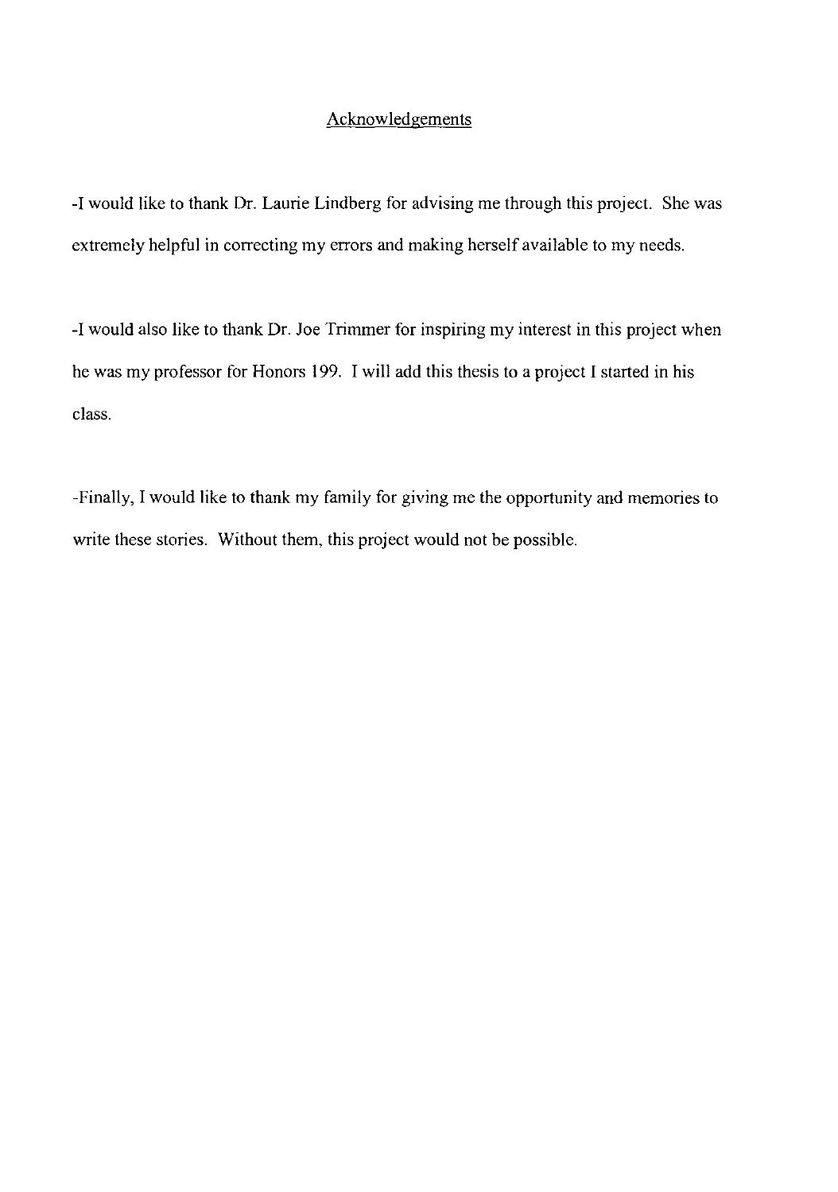## Acknowledgements

-I would like to thank Dr. Laurie Lindberg for advising me through this project. She was extremely helpful in correcting my errors and making herself available to my needs.

-I would also like to thank Dr. Joe Trimmer for inspiring my interest in this project when he was my professor for Honors 199. I will add this thesis to a project I started in his class.

-Finally, I would like to thank my family for giving me the opportunity and memories to write these stories. Without them, this project would not be possible.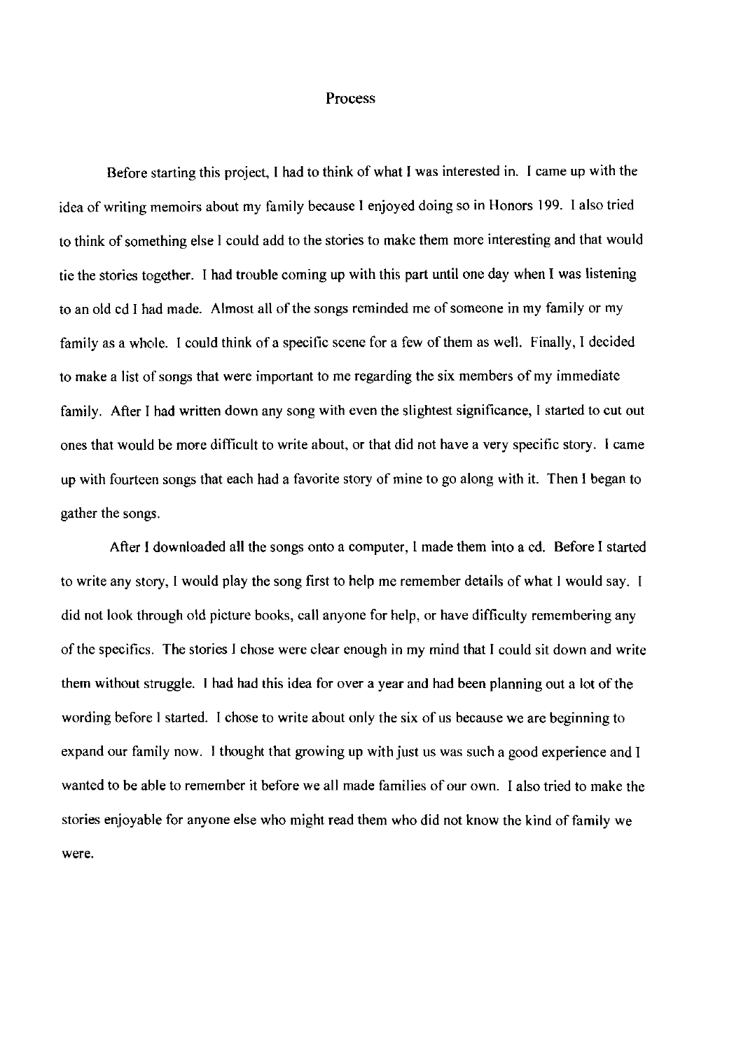# Process

Before starting this project, I had to think of what I was interested in. I came up with the idea of writing memoirs about my family because I enjoyed doing so in Honors 199. I also tried to think of something else I could add to the stories to make them more interesting and that would tie the stories together. I had trouble coming up with this part until one day when I was listening to an old cd I had made. Almost all of the songs reminded me of someone in my family or my family as a whole. I could think of a specific scene for a few of them as well. Finally, I decided to make a list of songs that were important to me regarding the six members of my immediate family. After I had written down any song with even the slightest significance, I started to cut out ones that would be more difficult to write about, or that did not have a very specific story. I came up with fourteen songs that each had a favorite story of mine to go along with it. Then I began to gather the songs.

After I downloaded all the songs onto a computer, I made them into a cd. Before I started to write any story, I would play the song first to help me remember details of what I would say. I did not look through old picture books, call anyone for help, or have difficulty remembering any of the specifics. The stories I chose were clear enough in my mind that I could sit down and write them without struggle. I had had this idea for over a year and had been planning out a lot of the wording before I started. I chose to write about only the six of us because we are beginning to expand our family now. I thought that growing up with just us was such a good experience and I wanted to be able to remember it before we all made families of our own. I also tried to make the stories enjoyable for anyone else who might read them who did not know the kind of family we were.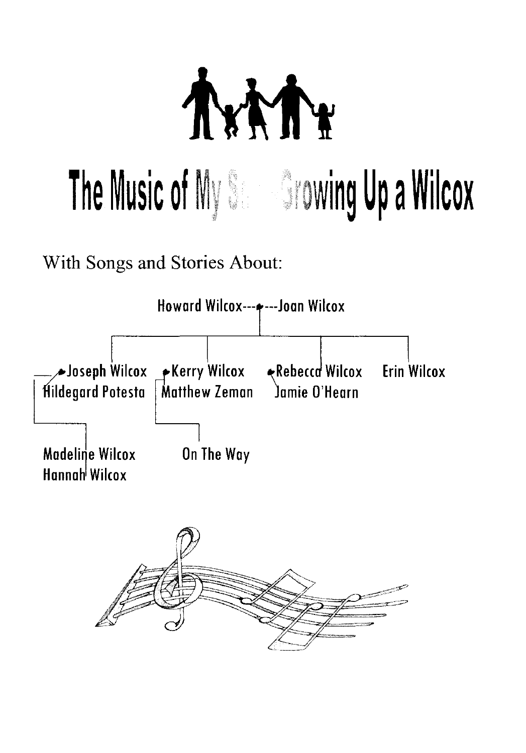# The Music of My S... Growing Up a Wilcox

With Songs and Stories About:

Howard Wilcox---♦---Joan Wilcox

- ♦Joseph Wilcox
  Hildegard Potesta
  - Madeline Wilcox
  - Hannah Wilcox
- ♦Kerry Wilcox
  Matthew Zeman
  - On The Way
- ♦Rebecca Wilcox
  Jamie O'Hearn
- Erin Wilcox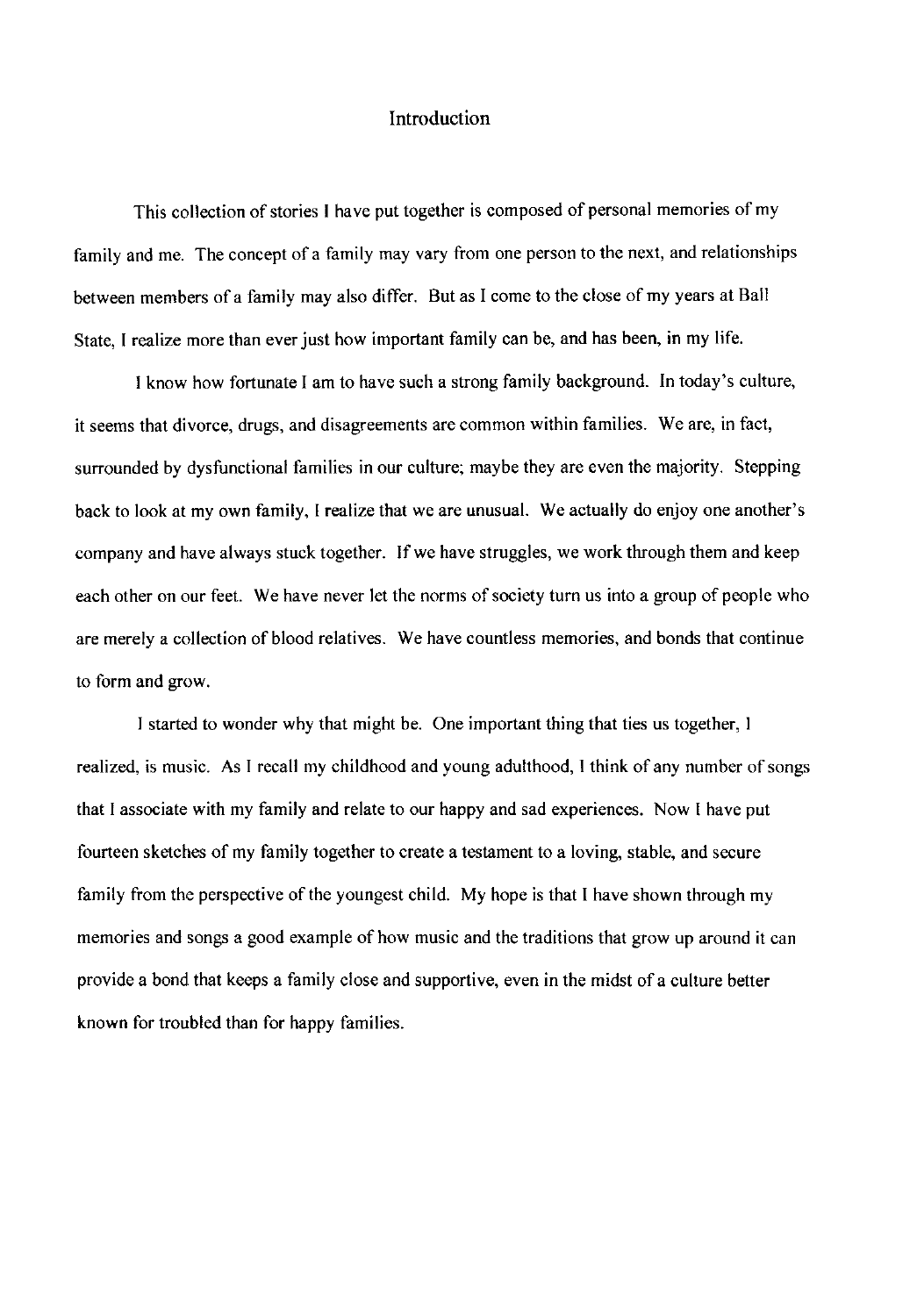# Introduction

This collection of stories I have put together is composed of personal memories of my family and me. The concept of a family may vary from one person to the next, and relationships between members of a family may also differ. But as I come to the close of my years at Ball State, I realize more than ever just how important family can be, and has been, in my life.

I know how fortunate I am to have such a strong family background. In today's culture, it seems that divorce, drugs, and disagreements are common within families. We are, in fact, surrounded by dysfunctional families in our culture; maybe they are even the majority. Stepping back to look at my own family, I realize that we are unusual. We actually do enjoy one another's company and have always stuck together. If we have struggles, we work through them and keep each other on our feet. We have never let the norms of society turn us into a group of people who are merely a collection of blood relatives. We have countless memories, and bonds that continue to form and grow.

I started to wonder why that might be. One important thing that ties us together, I realized, is music. As I recall my childhood and young adulthood, I think of any number of songs that I associate with my family and relate to our happy and sad experiences. Now I have put fourteen sketches of my family together to create a testament to a loving, stable, and secure family from the perspective of the youngest child. My hope is that I have shown through my memories and songs a good example of how music and the traditions that grow up around it can provide a bond that keeps a family close and supportive, even in the midst of a culture better known for troubled than for happy families.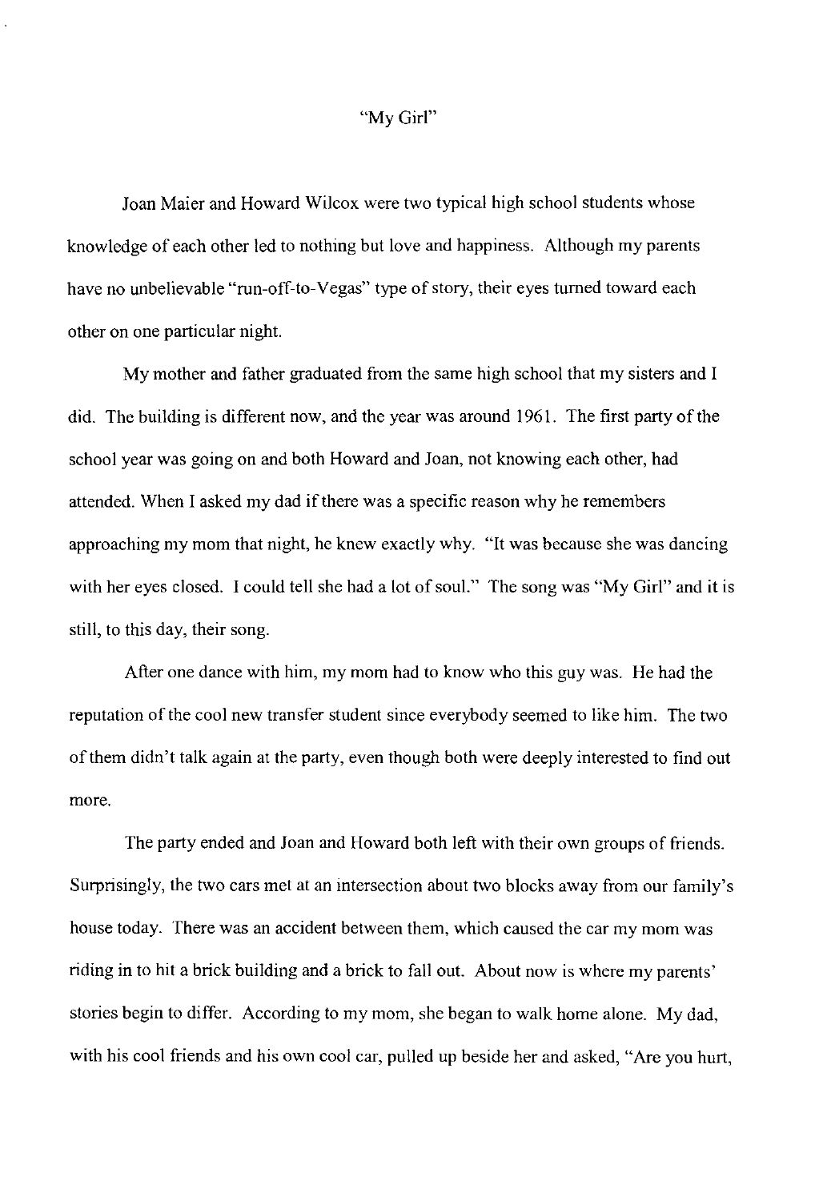# "My Girl"

Joan Maier and Howard Wilcox were two typical high school students whose knowledge of each other led to nothing but love and happiness. Although my parents have no unbelievable "run-off-to-Vegas" type of story, their eyes turned toward each other on one particular night.

My mother and father graduated from the same high school that my sisters and I did. The building is different now, and the year was around 1961. The first party of the school year was going on and both Howard and Joan, not knowing each other, had attended. When I asked my dad if there was a specific reason why he remembers approaching my mom that night, he knew exactly why. "It was because she was dancing with her eyes closed. I could tell she had a lot of soul." The song was "My Girl" and it is still, to this day, their song.

After one dance with him, my mom had to know who this guy was. He had the reputation of the cool new transfer student since everybody seemed to like him. The two of them didn't talk again at the party, even though both were deeply interested to find out more.

The party ended and Joan and Howard both left with their own groups of friends. Surprisingly, the two cars met at an intersection about two blocks away from our family's house today. There was an accident between them, which caused the car my mom was riding in to hit a brick building and a brick to fall out. About now is where my parents' stories begin to differ. According to my mom, she began to walk home alone. My dad, with his cool friends and his own cool car, pulled up beside her and asked, "Are you hurt,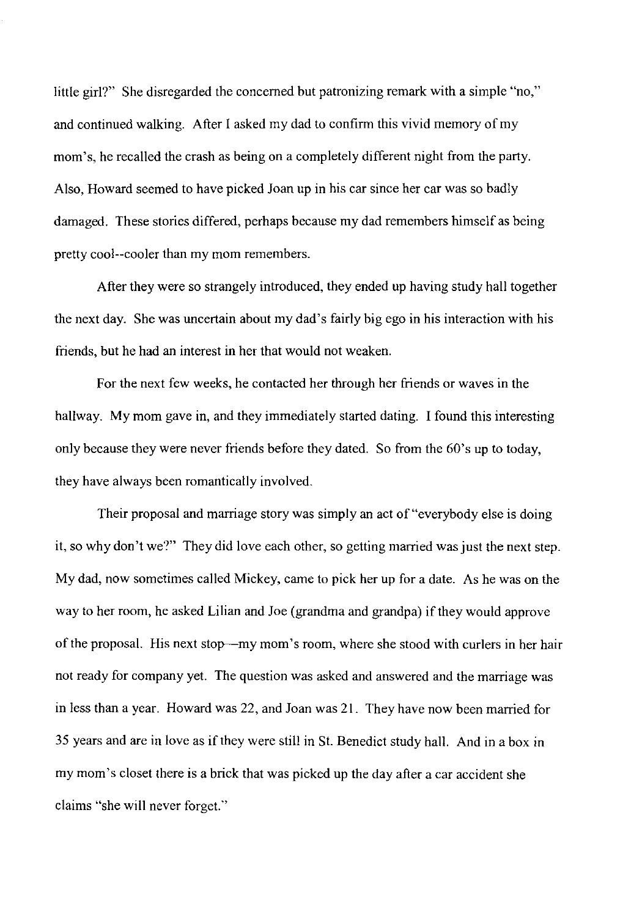little girl?" She disregarded the concerned but patronizing remark with a simple "no," and continued walking. After I asked my dad to confirm this vivid memory of my mom's, he recalled the crash as being on a completely different night from the party. Also, Howard seemed to have picked Joan up in his car since her car was so badly damaged. These stories differed, perhaps because my dad remembers himself as being pretty cool--cooler than my mom remembers.

After they were so strangely introduced, they ended up having study hall together the next day. She was uncertain about my dad's fairly big ego in his interaction with his friends, but he had an interest in her that would not weaken.

For the next few weeks, he contacted her through her friends or waves in the hallway. My mom gave in, and they immediately started dating. I found this interesting only because they were never friends before they dated. So from the 60's up to today, they have always been romantically involved.

Their proposal and marriage story was simply an act of "everybody else is doing it, so why don't we?" They did love each other, so getting married was just the next step. My dad, now sometimes called Mickey, came to pick her up for a date. As he was on the way to her room, he asked Lilian and Joe (grandma and grandpa) if they would approve of the proposal. His next stop—my mom's room, where she stood with curlers in her hair not ready for company yet. The question was asked and answered and the marriage was in less than a year. Howard was 22, and Joan was 21. They have now been married for 35 years and are in love as if they were still in St. Benedict study hall. And in a box in my mom's closet there is a brick that was picked up the day after a car accident she claims "she will never forget."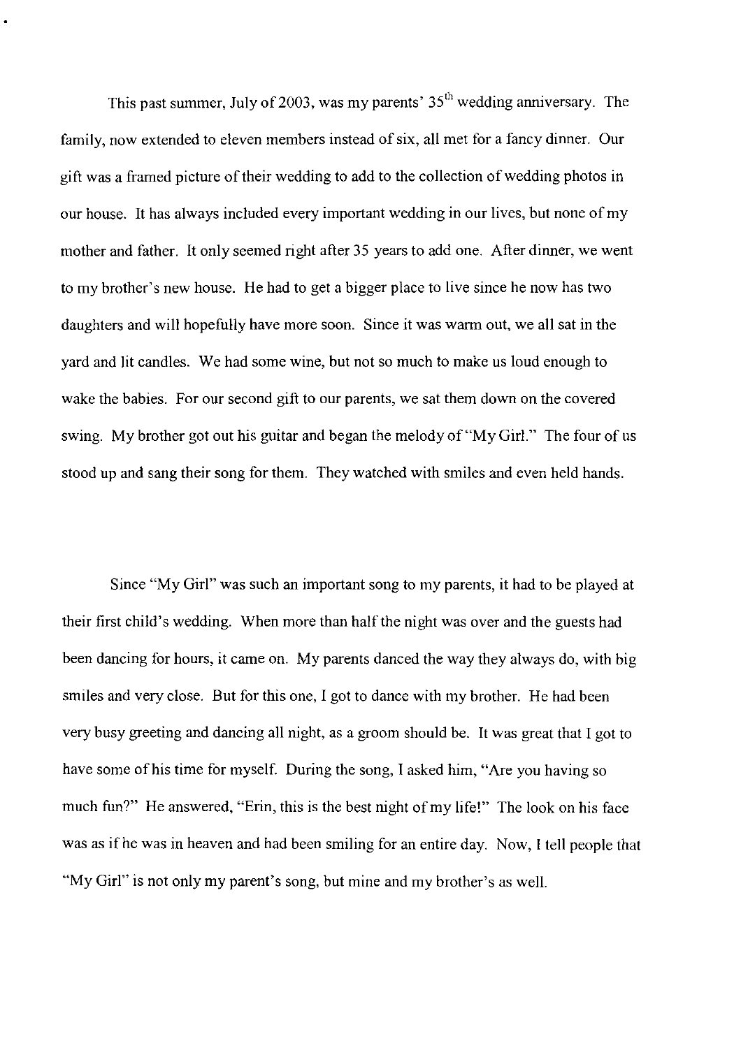This past summer, July of 2003, was my parents' 35th wedding anniversary. The family, now extended to eleven members instead of six, all met for a fancy dinner. Our gift was a framed picture of their wedding to add to the collection of wedding photos in our house. It has always included every important wedding in our lives, but none of my mother and father. It only seemed right after 35 years to add one. After dinner, we went to my brother's new house. He had to get a bigger place to live since he now has two daughters and will hopefully have more soon. Since it was warm out, we all sat in the yard and lit candles. We had some wine, but not so much to make us loud enough to wake the babies. For our second gift to our parents, we sat them down on the covered swing. My brother got out his guitar and began the melody of "My Girl." The four of us stood up and sang their song for them. They watched with smiles and even held hands.

Since "My Girl" was such an important song to my parents, it had to be played at their first child's wedding. When more than half the night was over and the guests had been dancing for hours, it came on. My parents danced the way they always do, with big smiles and very close. But for this one, I got to dance with my brother. He had been very busy greeting and dancing all night, as a groom should be. It was great that I got to have some of his time for myself. During the song, I asked him, "Are you having so much fun?" He answered, "Erin, this is the best night of my life!" The look on his face was as if he was in heaven and had been smiling for an entire day. Now, I tell people that "My Girl" is not only my parent's song, but mine and my brother's as well.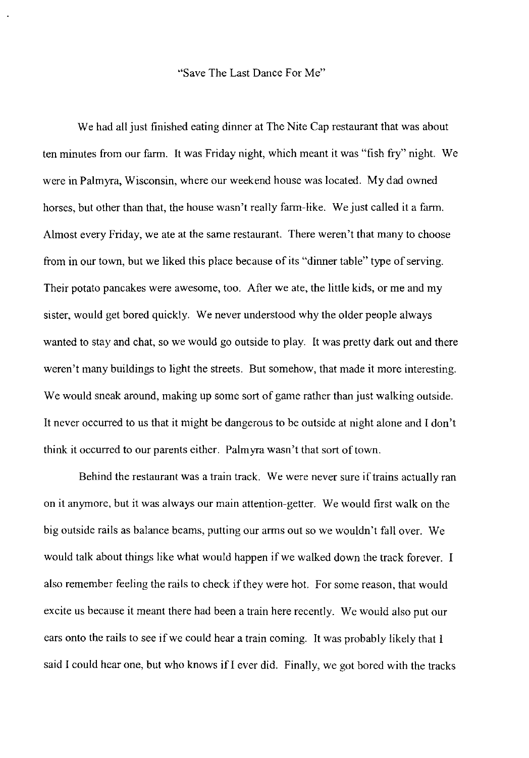# "Save The Last Dance For Me"

We had all just finished eating dinner at The Nite Cap restaurant that was about ten minutes from our farm. It was Friday night, which meant it was "fish fry" night. We were in Palmyra, Wisconsin, where our weekend house was located. My dad owned horses, but other than that, the house wasn't really farm-like. We just called it a farm. Almost every Friday, we ate at the same restaurant. There weren't that many to choose from in our town, but we liked this place because of its "dinner table" type of serving. Their potato pancakes were awesome, too. After we ate, the little kids, or me and my sister, would get bored quickly. We never understood why the older people always wanted to stay and chat, so we would go outside to play. It was pretty dark out and there weren't many buildings to light the streets. But somehow, that made it more interesting. We would sneak around, making up some sort of game rather than just walking outside. It never occurred to us that it might be dangerous to be outside at night alone and I don't think it occurred to our parents either. Palmyra wasn't that sort of town.

Behind the restaurant was a train track. We were never sure if trains actually ran on it anymore, but it was always our main attention-getter. We would first walk on the big outside rails as balance beams, putting our arms out so we wouldn't fall over. We would talk about things like what would happen if we walked down the track forever. I also remember feeling the rails to check if they were hot. For some reason, that would excite us because it meant there had been a train here recently. We would also put our ears onto the rails to see if we could hear a train coming. It was probably likely that I said I could hear one, but who knows if I ever did. Finally, we got bored with the tracks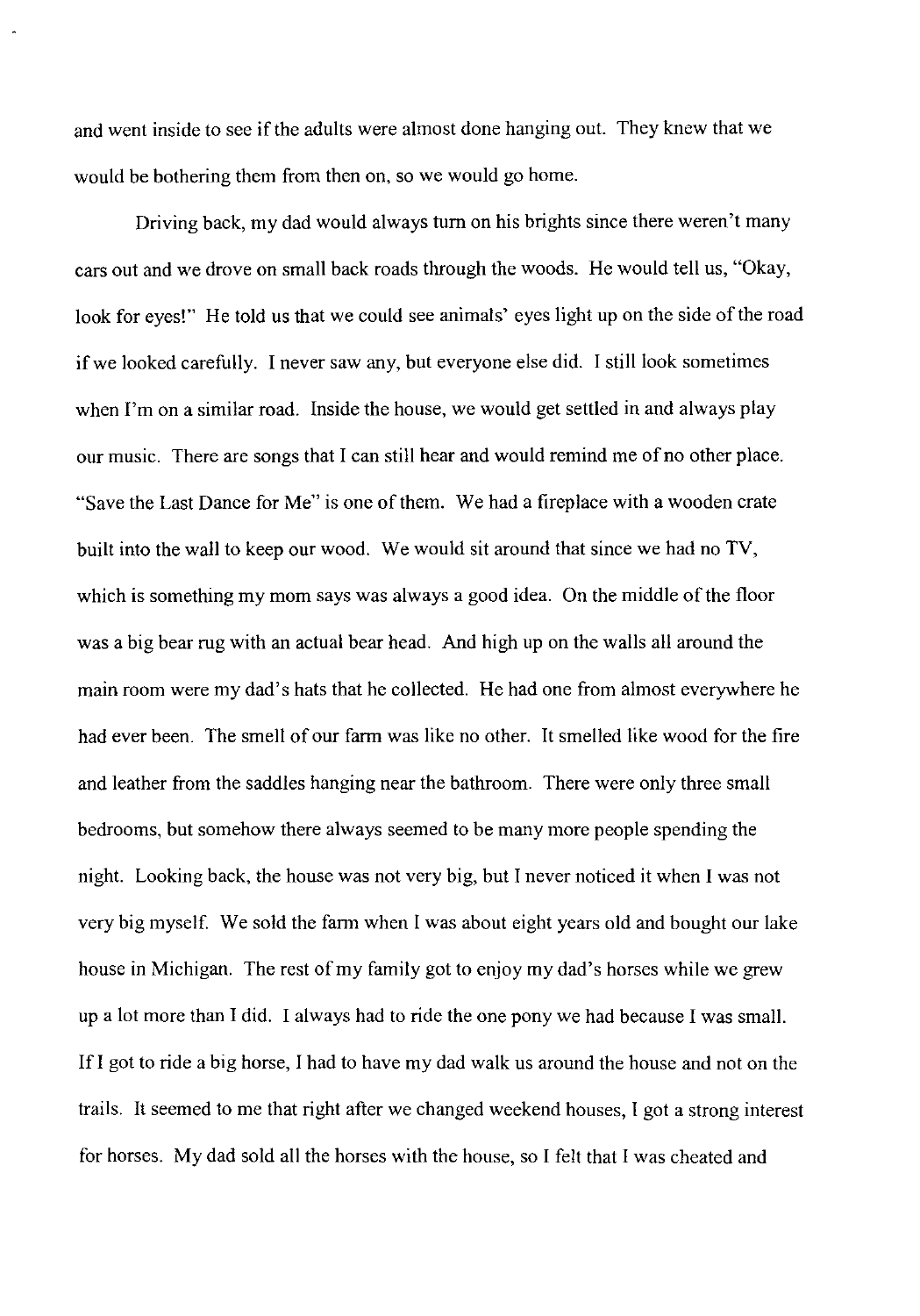and went inside to see if the adults were almost done hanging out. They knew that we would be bothering them from then on, so we would go home.

Driving back, my dad would always turn on his brights since there weren't many cars out and we drove on small back roads through the woods. He would tell us, "Okay, look for eyes!" He told us that we could see animals' eyes light up on the side of the road if we looked carefully. I never saw any, but everyone else did. I still look sometimes when I'm on a similar road. Inside the house, we would get settled in and always play our music. There are songs that I can still hear and would remind me of no other place. "Save the Last Dance for Me" is one of them. We had a fireplace with a wooden crate built into the wall to keep our wood. We would sit around that since we had no TV, which is something my mom says was always a good idea. On the middle of the floor was a big bear rug with an actual bear head. And high up on the walls all around the main room were my dad's hats that he collected. He had one from almost everywhere he had ever been. The smell of our farm was like no other. It smelled like wood for the fire and leather from the saddles hanging near the bathroom. There were only three small bedrooms, but somehow there always seemed to be many more people spending the night. Looking back, the house was not very big, but I never noticed it when I was not very big myself. We sold the farm when I was about eight years old and bought our lake house in Michigan. The rest of my family got to enjoy my dad's horses while we grew up a lot more than I did. I always had to ride the one pony we had because I was small. If I got to ride a big horse, I had to have my dad walk us around the house and not on the trails. It seemed to me that right after we changed weekend houses, I got a strong interest for horses. My dad sold all the horses with the house, so I felt that I was cheated and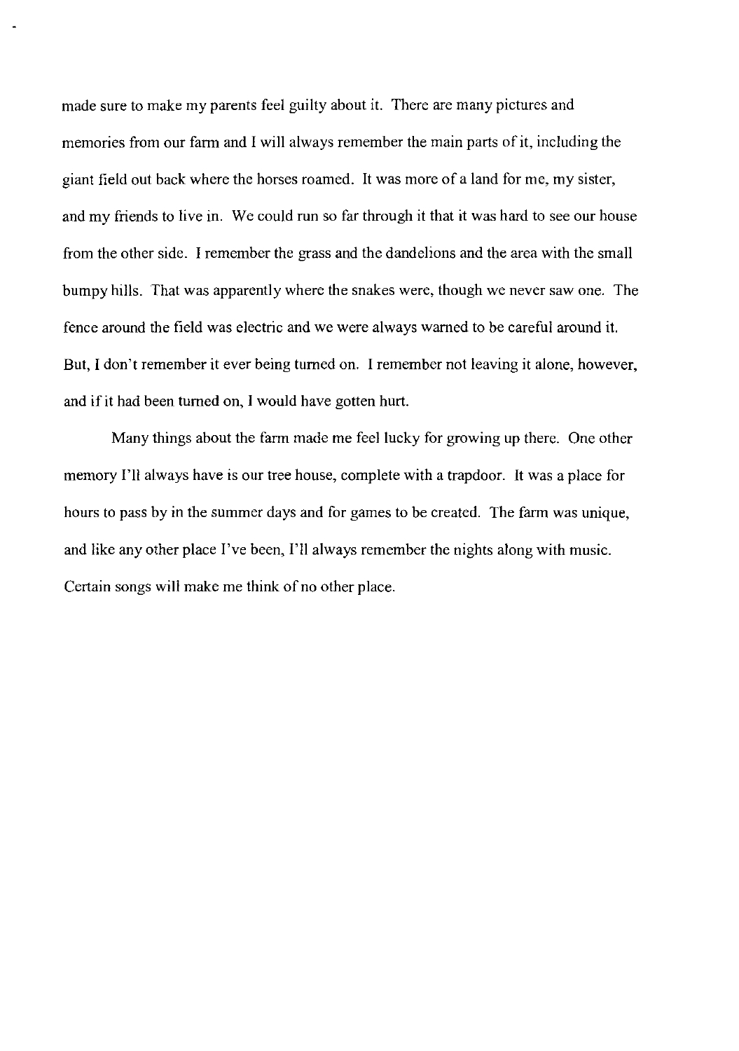made sure to make my parents feel guilty about it. There are many pictures and memories from our farm and I will always remember the main parts of it, including the giant field out back where the horses roamed. It was more of a land for me, my sister, and my friends to live in. We could run so far through it that it was hard to see our house from the other side. I remember the grass and the dandelions and the area with the small bumpy hills. That was apparently where the snakes were, though we never saw one. The fence around the field was electric and we were always warned to be careful around it. But, I don't remember it ever being turned on. I remember not leaving it alone, however, and if it had been turned on, I would have gotten hurt.

Many things about the farm made me feel lucky for growing up there. One other memory I'll always have is our tree house, complete with a trapdoor. It was a place for hours to pass by in the summer days and for games to be created. The farm was unique, and like any other place I've been, I'll always remember the nights along with music. Certain songs will make me think of no other place.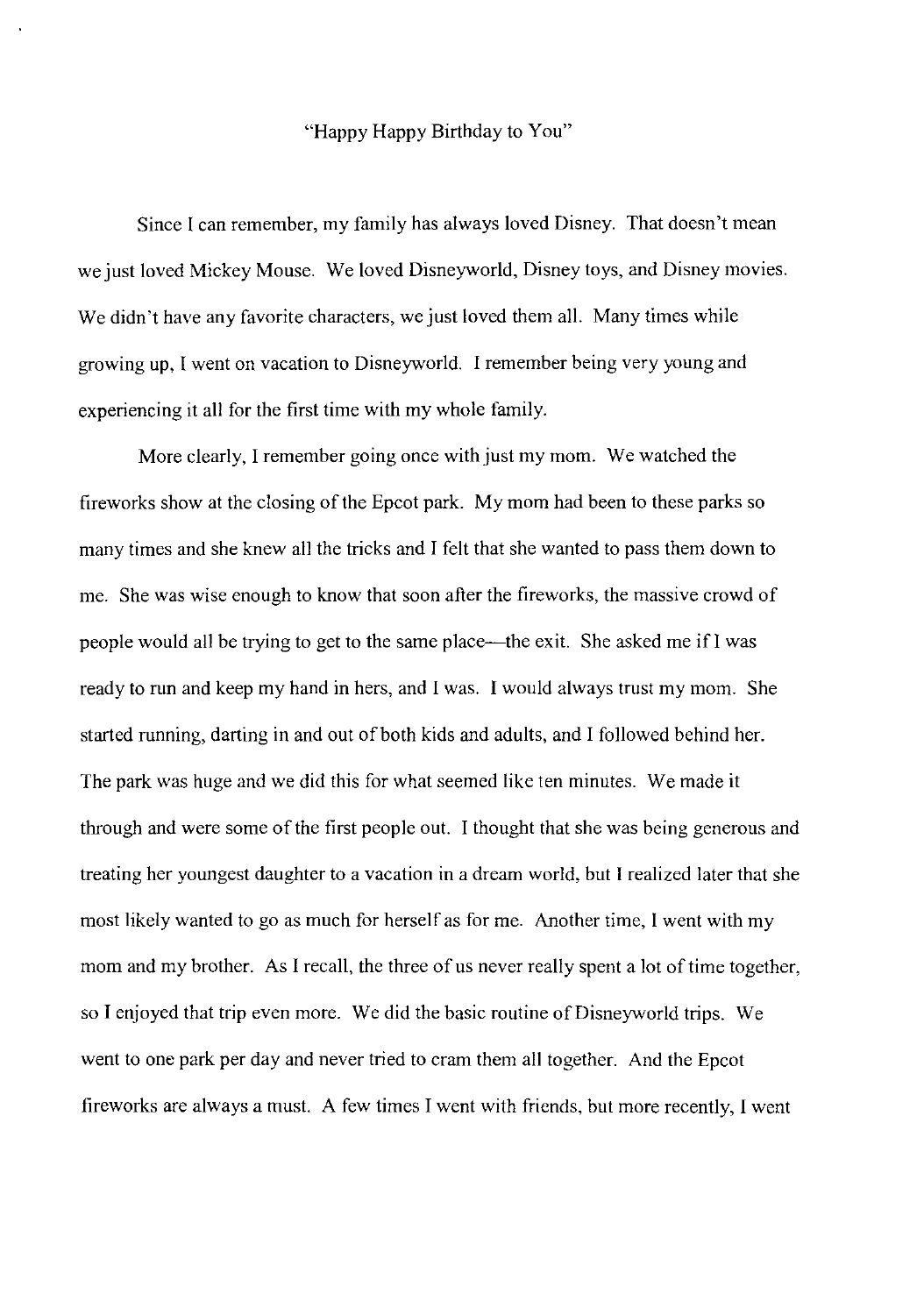"Happy Happy Birthday to You"

Since I can remember, my family has always loved Disney. That doesn't mean we just loved Mickey Mouse. We loved Disneyworld, Disney toys, and Disney movies. We didn't have any favorite characters, we just loved them all. Many times while growing up, I went on vacation to Disneyworld. I remember being very young and experiencing it all for the first time with my whole family.

More clearly, I remember going once with just my mom. We watched the fireworks show at the closing of the Epcot park. My mom had been to these parks so many times and she knew all the tricks and I felt that she wanted to pass them down to me. She was wise enough to know that soon after the fireworks, the massive crowd of people would all be trying to get to the same place—the exit. She asked me if I was ready to run and keep my hand in hers, and I was. I would always trust my mom. She started running, darting in and out of both kids and adults, and I followed behind her. The park was huge and we did this for what seemed like ten minutes. We made it through and were some of the first people out. I thought that she was being generous and treating her youngest daughter to a vacation in a dream world, but I realized later that she most likely wanted to go as much for herself as for me. Another time, I went with my mom and my brother. As I recall, the three of us never really spent a lot of time together, so I enjoyed that trip even more. We did the basic routine of Disneyworld trips. We went to one park per day and never tried to cram them all together. And the Epcot fireworks are always a must. A few times I went with friends, but more recently, I went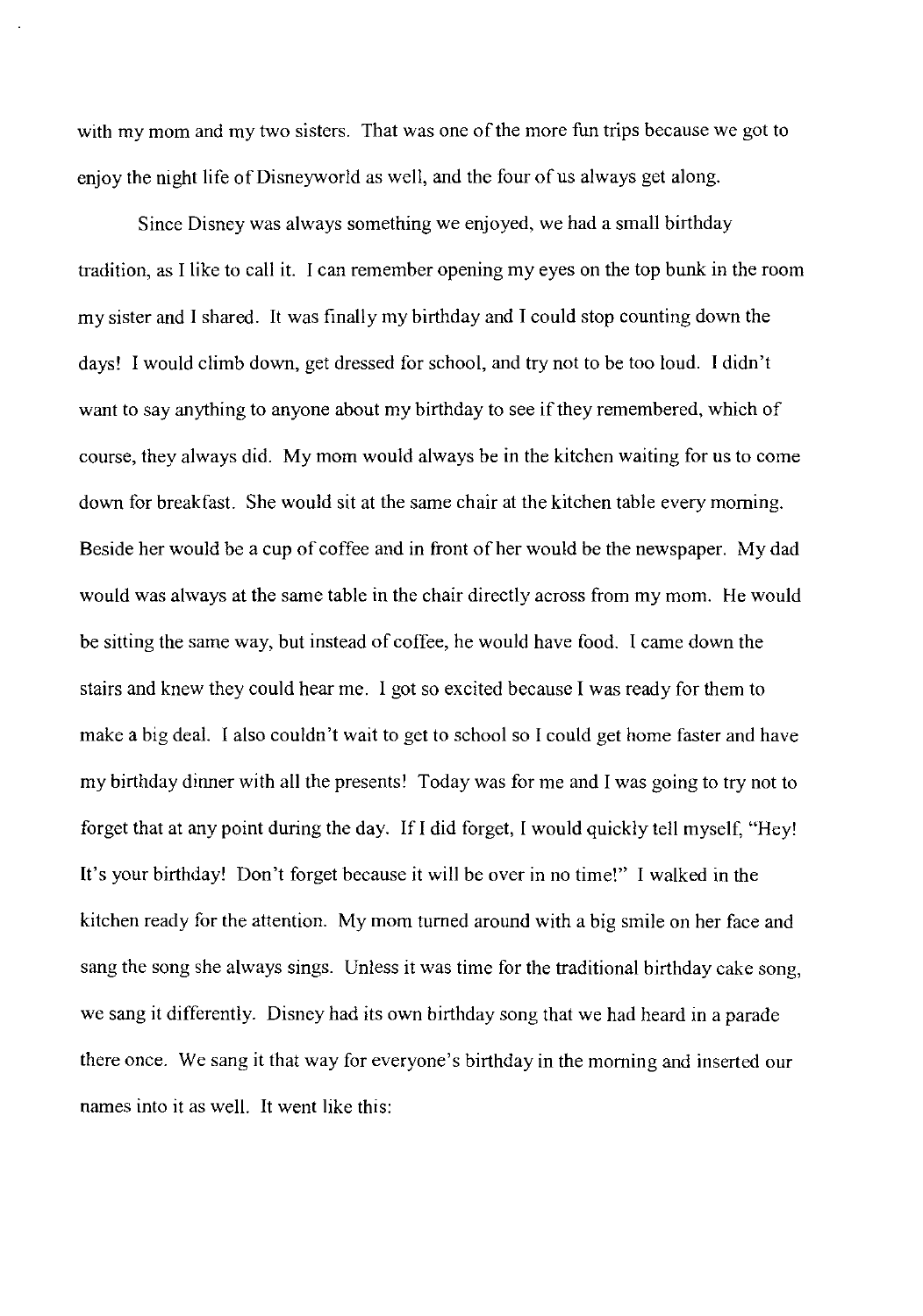with my mom and my two sisters. That was one of the more fun trips because we got to enjoy the night life of Disneyworld as well, and the four of us always get along.

Since Disney was always something we enjoyed, we had a small birthday tradition, as I like to call it. I can remember opening my eyes on the top bunk in the room my sister and I shared. It was finally my birthday and I could stop counting down the days! I would climb down, get dressed for school, and try not to be too loud. I didn't want to say anything to anyone about my birthday to see if they remembered, which of course, they always did. My mom would always be in the kitchen waiting for us to come down for breakfast. She would sit at the same chair at the kitchen table every morning. Beside her would be a cup of coffee and in front of her would be the newspaper. My dad would was always at the same table in the chair directly across from my mom. He would be sitting the same way, but instead of coffee, he would have food. I came down the stairs and knew they could hear me. I got so excited because I was ready for them to make a big deal. I also couldn't wait to get to school so I could get home faster and have my birthday dinner with all the presents! Today was for me and I was going to try not to forget that at any point during the day. If I did forget, I would quickly tell myself, "Hey! It's your birthday! Don't forget because it will be over in no time!" I walked in the kitchen ready for the attention. My mom turned around with a big smile on her face and sang the song she always sings. Unless it was time for the traditional birthday cake song, we sang it differently. Disney had its own birthday song that we had heard in a parade there once. We sang it that way for everyone's birthday in the morning and inserted our names into it as well. It went like this: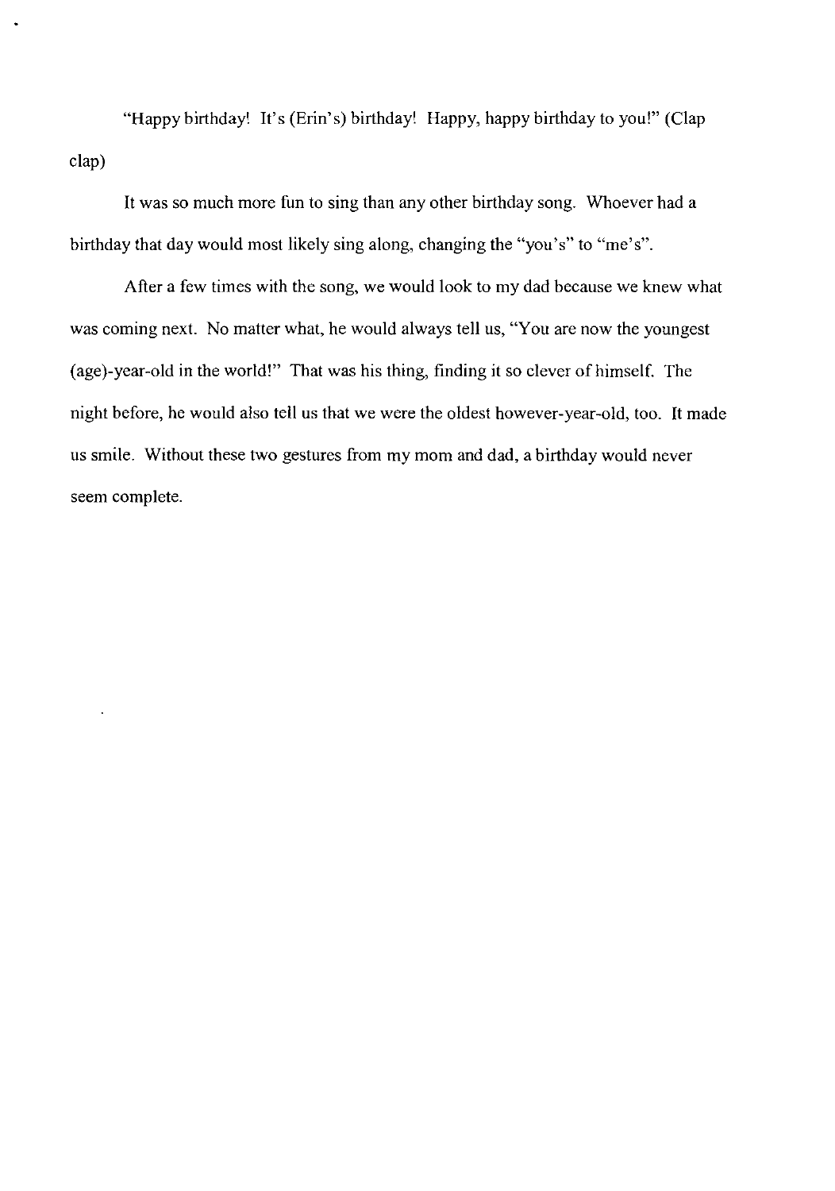"Happy birthday! It's (Erin's) birthday! Happy, happy birthday to you!" (Clap clap)

It was so much more fun to sing than any other birthday song. Whoever had a birthday that day would most likely sing along, changing the "you's" to "me's".

After a few times with the song, we would look to my dad because we knew what was coming next. No matter what, he would always tell us, "You are now the youngest (age)-year-old in the world!" That was his thing, finding it so clever of himself. The night before, he would also tell us that we were the oldest however-year-old, too. It made us smile. Without these two gestures from my mom and dad, a birthday would never seem complete.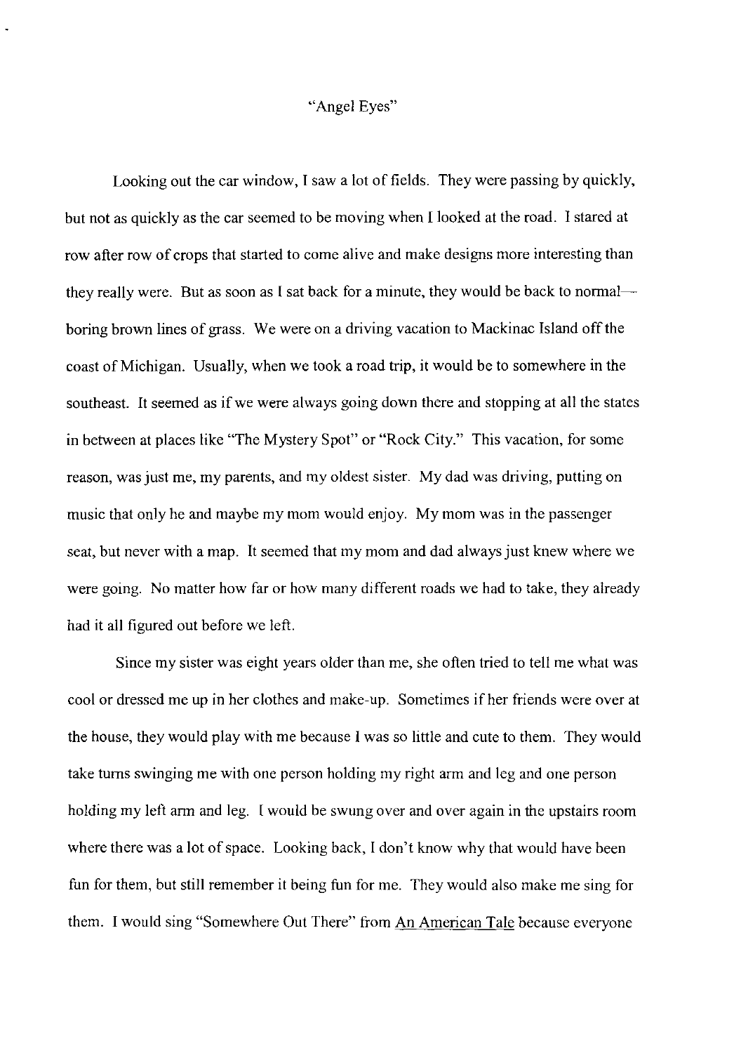"Angel Eyes"

Looking out the car window, I saw a lot of fields. They were passing by quickly, but not as quickly as the car seemed to be moving when I looked at the road. I stared at row after row of crops that started to come alive and make designs more interesting than they really were. But as soon as I sat back for a minute, they would be back to normal—boring brown lines of grass. We were on a driving vacation to Mackinac Island off the coast of Michigan. Usually, when we took a road trip, it would be to somewhere in the southeast. It seemed as if we were always going down there and stopping at all the states in between at places like "The Mystery Spot" or "Rock City." This vacation, for some reason, was just me, my parents, and my oldest sister. My dad was driving, putting on music that only he and maybe my mom would enjoy. My mom was in the passenger seat, but never with a map. It seemed that my mom and dad always just knew where we were going. No matter how far or how many different roads we had to take, they already had it all figured out before we left.

Since my sister was eight years older than me, she often tried to tell me what was cool or dressed me up in her clothes and make-up. Sometimes if her friends were over at the house, they would play with me because I was so little and cute to them. They would take turns swinging me with one person holding my right arm and leg and one person holding my left arm and leg. I would be swung over and over again in the upstairs room where there was a lot of space. Looking back, I don't know why that would have been fun for them, but still remember it being fun for me. They would also make me sing for them. I would sing "Somewhere Out There" from <u>An American Tale</u> because everyone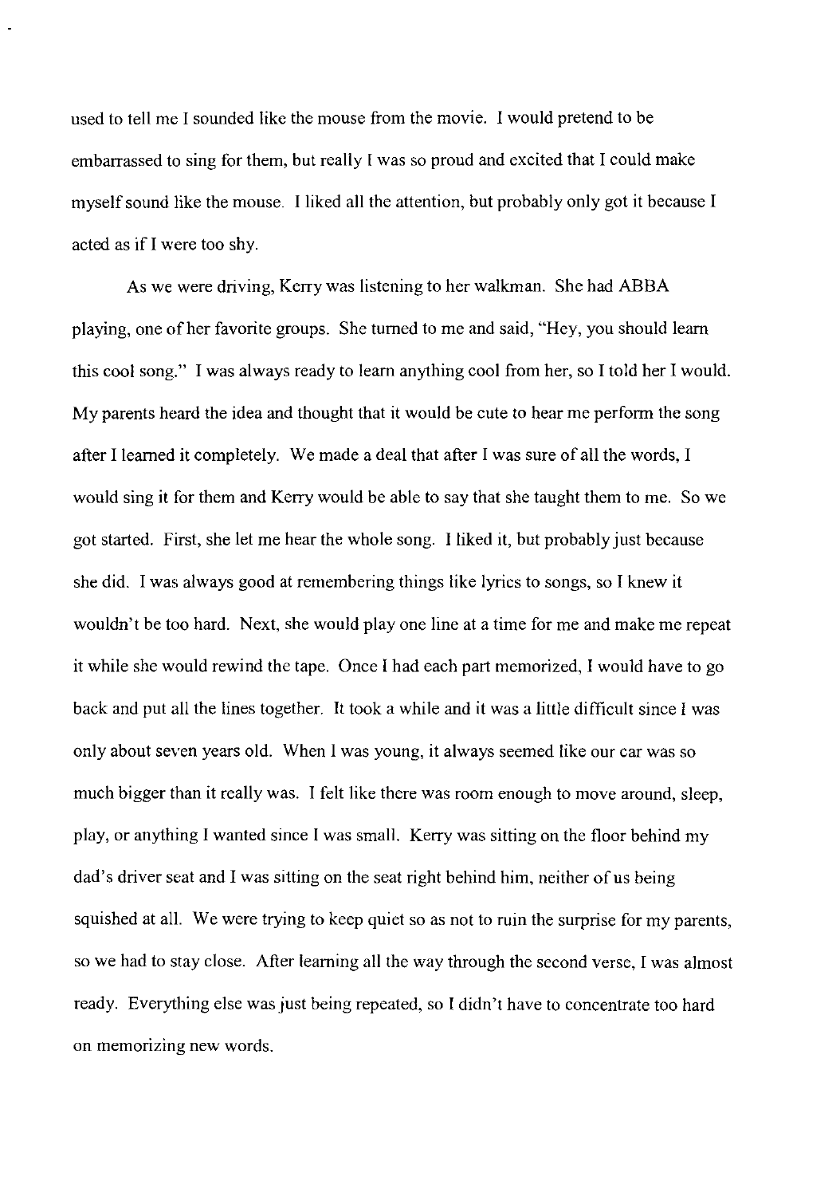used to tell me I sounded like the mouse from the movie. I would pretend to be embarrassed to sing for them, but really I was so proud and excited that I could make myself sound like the mouse. I liked all the attention, but probably only got it because I acted as if I were too shy.

As we were driving, Kerry was listening to her walkman. She had ABBA playing, one of her favorite groups. She turned to me and said, "Hey, you should learn this cool song." I was always ready to learn anything cool from her, so I told her I would. My parents heard the idea and thought that it would be cute to hear me perform the song after I learned it completely. We made a deal that after I was sure of all the words, I would sing it for them and Kerry would be able to say that she taught them to me. So we got started. First, she let me hear the whole song. I liked it, but probably just because she did. I was always good at remembering things like lyrics to songs, so I knew it wouldn't be too hard. Next, she would play one line at a time for me and make me repeat it while she would rewind the tape. Once I had each part memorized, I would have to go back and put all the lines together. It took a while and it was a little difficult since I was only about seven years old. When I was young, it always seemed like our car was so much bigger than it really was. I felt like there was room enough to move around, sleep, play, or anything I wanted since I was small. Kerry was sitting on the floor behind my dad's driver seat and I was sitting on the seat right behind him, neither of us being squished at all. We were trying to keep quiet so as not to ruin the surprise for my parents, so we had to stay close. After learning all the way through the second verse, I was almost ready. Everything else was just being repeated, so I didn't have to concentrate too hard on memorizing new words.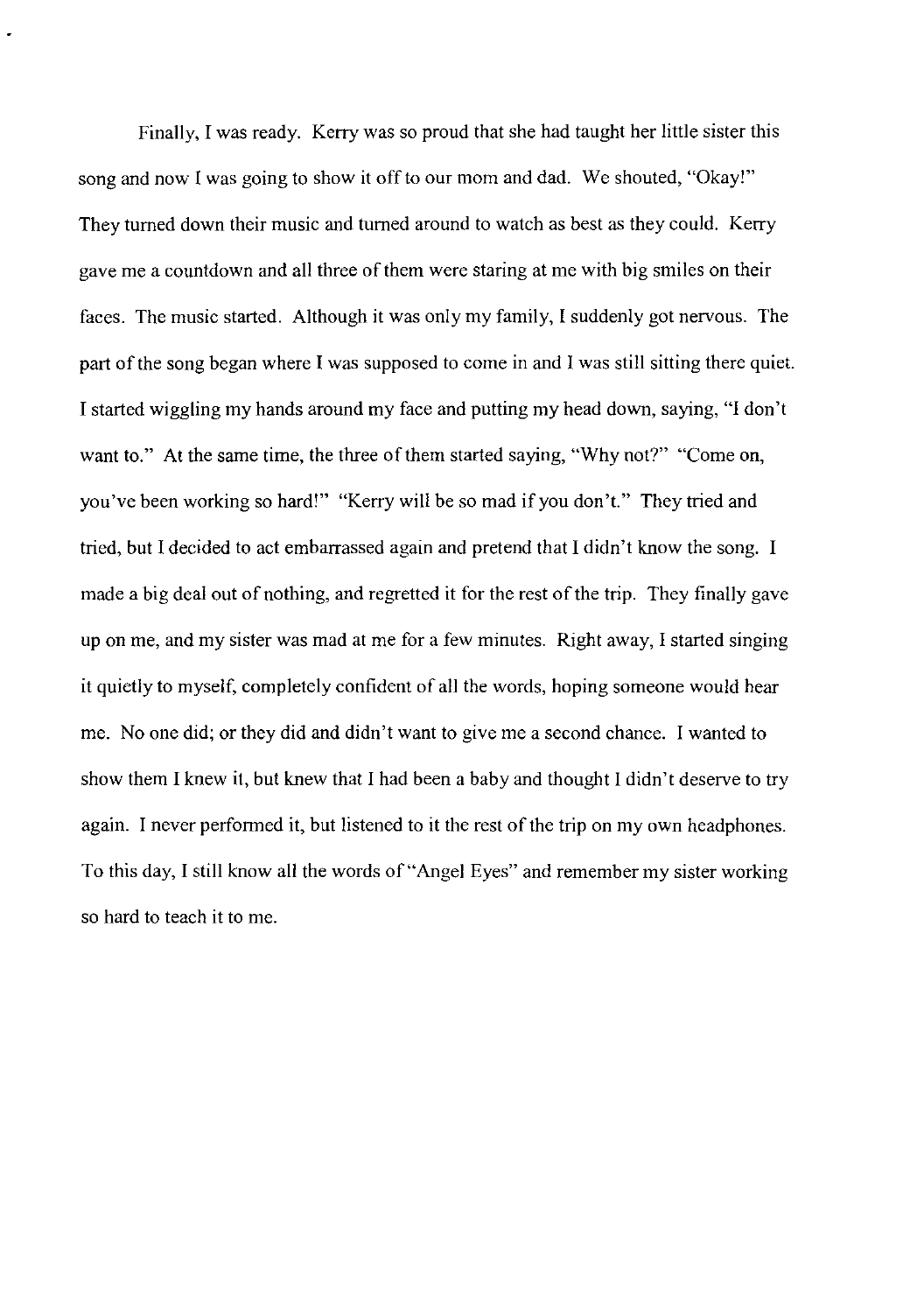Finally, I was ready. Kerry was so proud that she had taught her little sister this song and now I was going to show it off to our mom and dad. We shouted, "Okay!" They turned down their music and turned around to watch as best as they could. Kerry gave me a countdown and all three of them were staring at me with big smiles on their faces. The music started. Although it was only my family, I suddenly got nervous. The part of the song began where I was supposed to come in and I was still sitting there quiet. I started wiggling my hands around my face and putting my head down, saying, "I don't want to." At the same time, the three of them started saying, "Why not?" "Come on, you've been working so hard!" "Kerry will be so mad if you don't." They tried and tried, but I decided to act embarrassed again and pretend that I didn't know the song. I made a big deal out of nothing, and regretted it for the rest of the trip. They finally gave up on me, and my sister was mad at me for a few minutes. Right away, I started singing it quietly to myself, completely confident of all the words, hoping someone would hear me. No one did; or they did and didn't want to give me a second chance. I wanted to show them I knew it, but knew that I had been a baby and thought I didn't deserve to try again. I never performed it, but listened to it the rest of the trip on my own headphones. To this day, I still know all the words of "Angel Eyes" and remember my sister working so hard to teach it to me.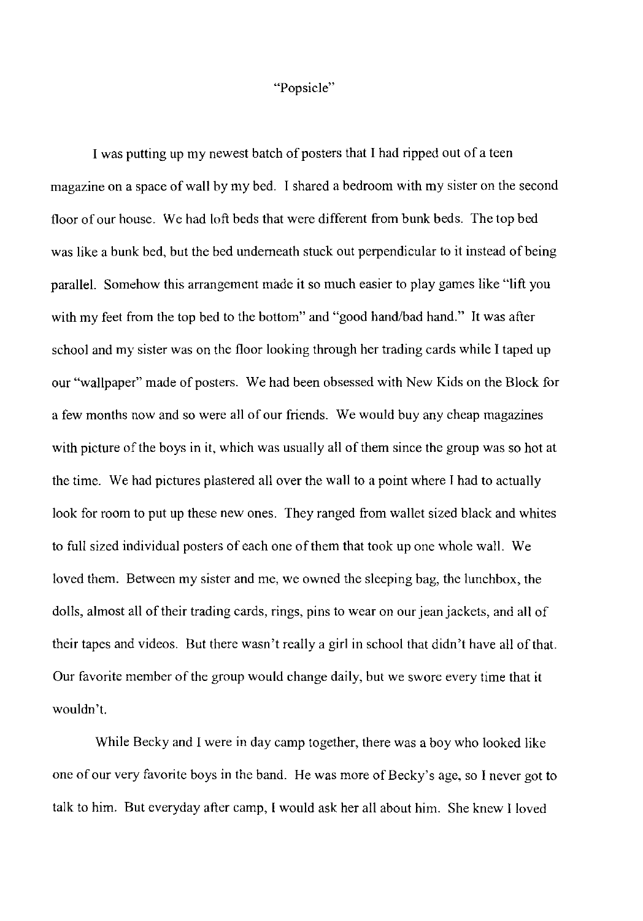"Popsicle"

I was putting up my newest batch of posters that I had ripped out of a teen magazine on a space of wall by my bed. I shared a bedroom with my sister on the second floor of our house. We had loft beds that were different from bunk beds. The top bed was like a bunk bed, but the bed underneath stuck out perpendicular to it instead of being parallel. Somehow this arrangement made it so much easier to play games like "lift you with my feet from the top bed to the bottom" and "good hand/bad hand." It was after school and my sister was on the floor looking through her trading cards while I taped up our "wallpaper" made of posters. We had been obsessed with New Kids on the Block for a few months now and so were all of our friends. We would buy any cheap magazines with picture of the boys in it, which was usually all of them since the group was so hot at the time. We had pictures plastered all over the wall to a point where I had to actually look for room to put up these new ones. They ranged from wallet sized black and whites to full sized individual posters of each one of them that took up one whole wall. We loved them. Between my sister and me, we owned the sleeping bag, the lunchbox, the dolls, almost all of their trading cards, rings, pins to wear on our jean jackets, and all of their tapes and videos. But there wasn't really a girl in school that didn't have all of that. Our favorite member of the group would change daily, but we swore every time that it wouldn't.

While Becky and I were in day camp together, there was a boy who looked like one of our very favorite boys in the band. He was more of Becky's age, so I never got to talk to him. But everyday after camp, I would ask her all about him. She knew I loved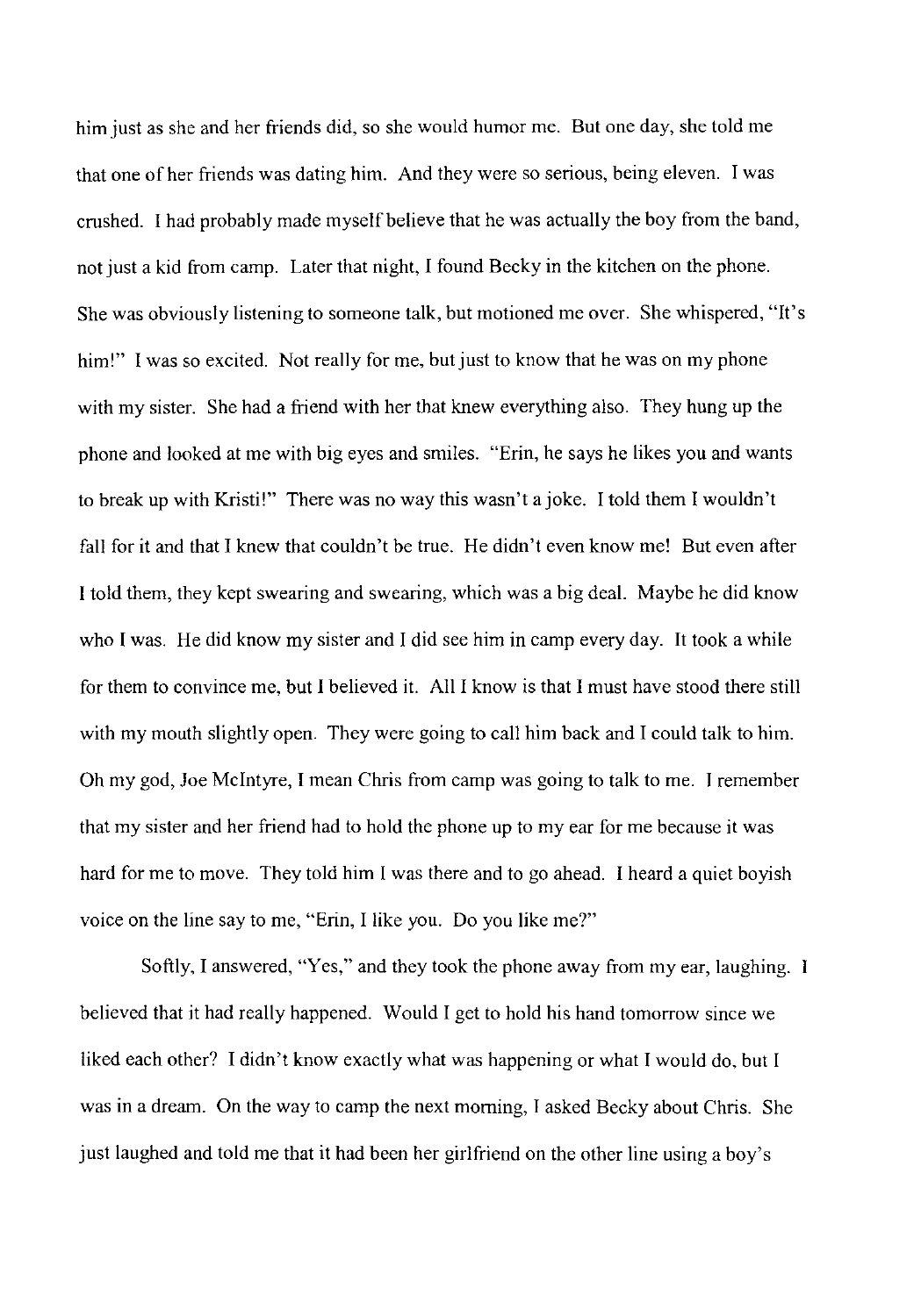him just as she and her friends did, so she would humor me. But one day, she told me that one of her friends was dating him. And they were so serious, being eleven. I was crushed. I had probably made myself believe that he was actually the boy from the band, not just a kid from camp. Later that night, I found Becky in the kitchen on the phone. She was obviously listening to someone talk, but motioned me over. She whispered, "It's him!" I was so excited. Not really for me, but just to know that he was on my phone with my sister. She had a friend with her that knew everything also. They hung up the phone and looked at me with big eyes and smiles. "Erin, he says he likes you and wants to break up with Kristi!" There was no way this wasn't a joke. I told them I wouldn't fall for it and that I knew that couldn't be true. He didn't even know me! But even after I told them, they kept swearing and swearing, which was a big deal. Maybe he did know who I was. He did know my sister and I did see him in camp every day. It took a while for them to convince me, but I believed it. All I know is that I must have stood there still with my mouth slightly open. They were going to call him back and I could talk to him. Oh my god, Joe McIntyre, I mean Chris from camp was going to talk to me. I remember that my sister and her friend had to hold the phone up to my ear for me because it was hard for me to move. They told him I was there and to go ahead. I heard a quiet boyish voice on the line say to me, "Erin, I like you. Do you like me?"

Softly, I answered, "Yes," and they took the phone away from my ear, laughing. I believed that it had really happened. Would I get to hold his hand tomorrow since we liked each other? I didn't know exactly what was happening or what I would do, but I was in a dream. On the way to camp the next morning, I asked Becky about Chris. She just laughed and told me that it had been her girlfriend on the other line using a boy's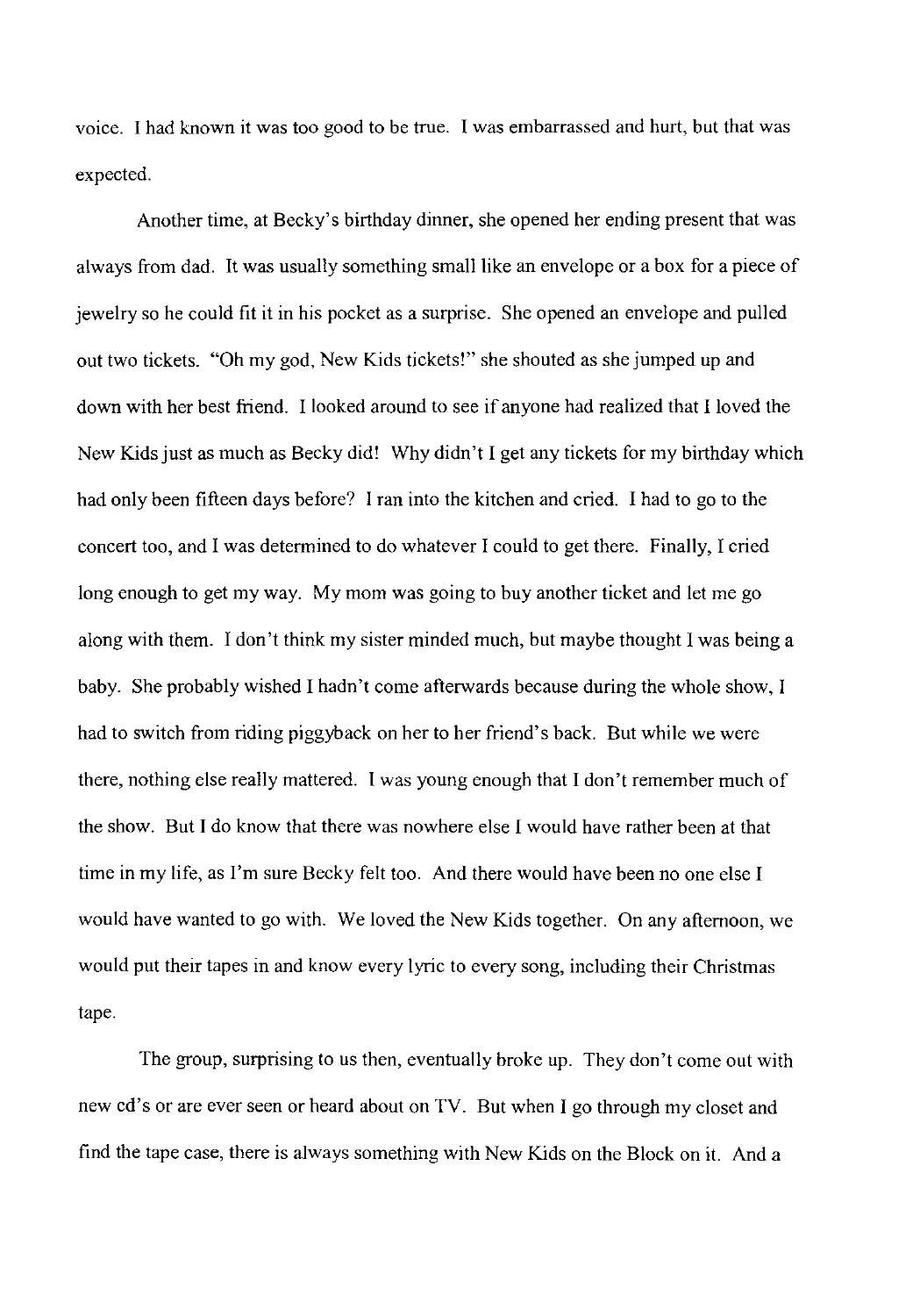voice. I had known it was too good to be true. I was embarrassed and hurt, but that was expected.

Another time, at Becky's birthday dinner, she opened her ending present that was always from dad. It was usually something small like an envelope or a box for a piece of jewelry so he could fit it in his pocket as a surprise. She opened an envelope and pulled out two tickets. "Oh my god, New Kids tickets!" she shouted as she jumped up and down with her best friend. I looked around to see if anyone had realized that I loved the New Kids just as much as Becky did! Why didn't I get any tickets for my birthday which had only been fifteen days before? I ran into the kitchen and cried. I had to go to the concert too, and I was determined to do whatever I could to get there. Finally, I cried long enough to get my way. My mom was going to buy another ticket and let me go along with them. I don't think my sister minded much, but maybe thought I was being a baby. She probably wished I hadn't come afterwards because during the whole show, I had to switch from riding piggyback on her to her friend's back. But while we were there, nothing else really mattered. I was young enough that I don't remember much of the show. But I do know that there was nowhere else I would have rather been at that time in my life, as I'm sure Becky felt too. And there would have been no one else I would have wanted to go with. We loved the New Kids together. On any afternoon, we would put their tapes in and know every lyric to every song, including their Christmas tape.

The group, surprising to us then, eventually broke up. They don't come out with new cd's or are ever seen or heard about on TV. But when I go through my closet and find the tape case, there is always something with New Kids on the Block on it. And a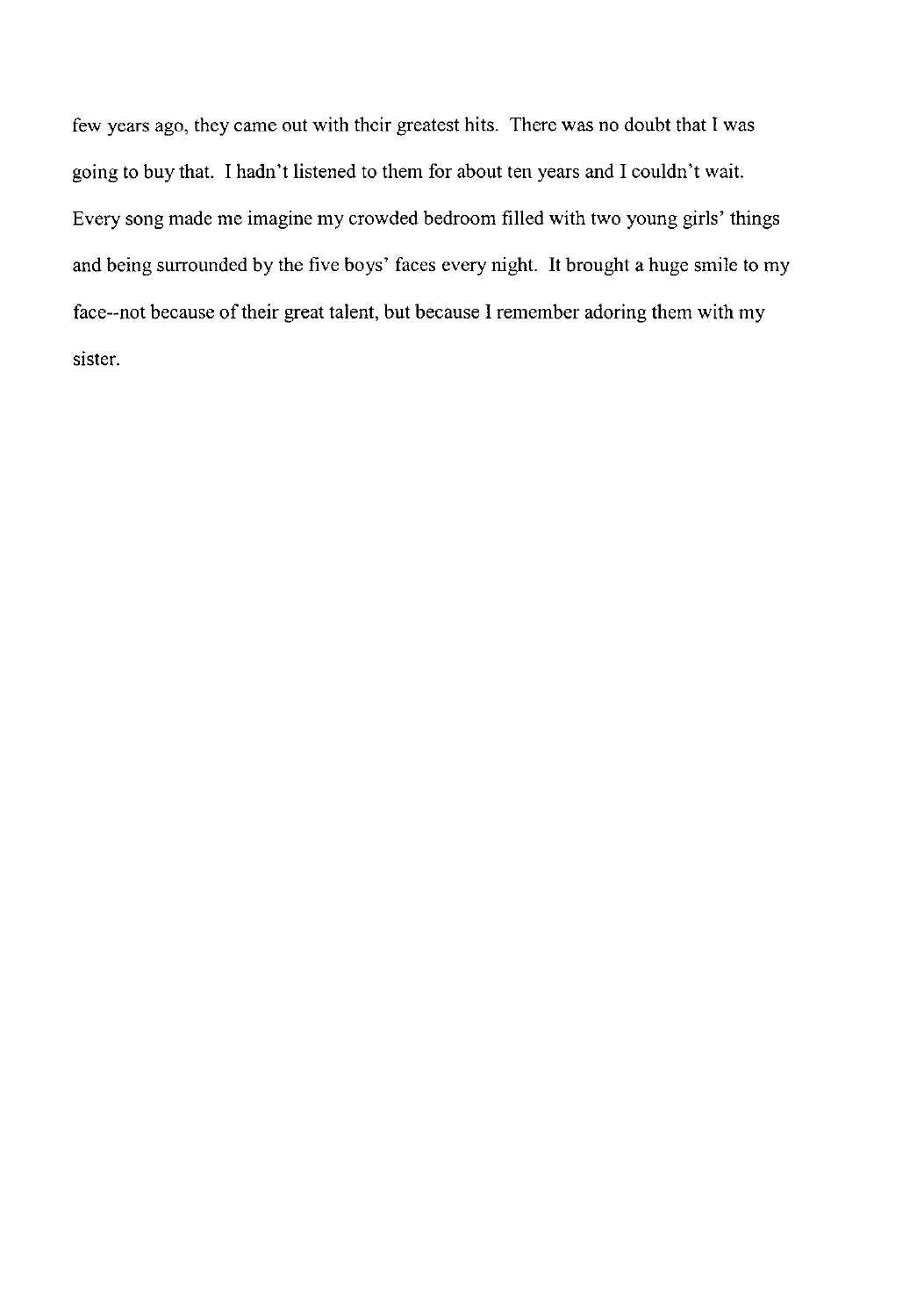few years ago, they came out with their greatest hits. There was no doubt that I was going to buy that. I hadn't listened to them for about ten years and I couldn't wait. Every song made me imagine my crowded bedroom filled with two young girls' things and being surrounded by the five boys' faces every night. It brought a huge smile to my face--not because of their great talent, but because I remember adoring them with my sister.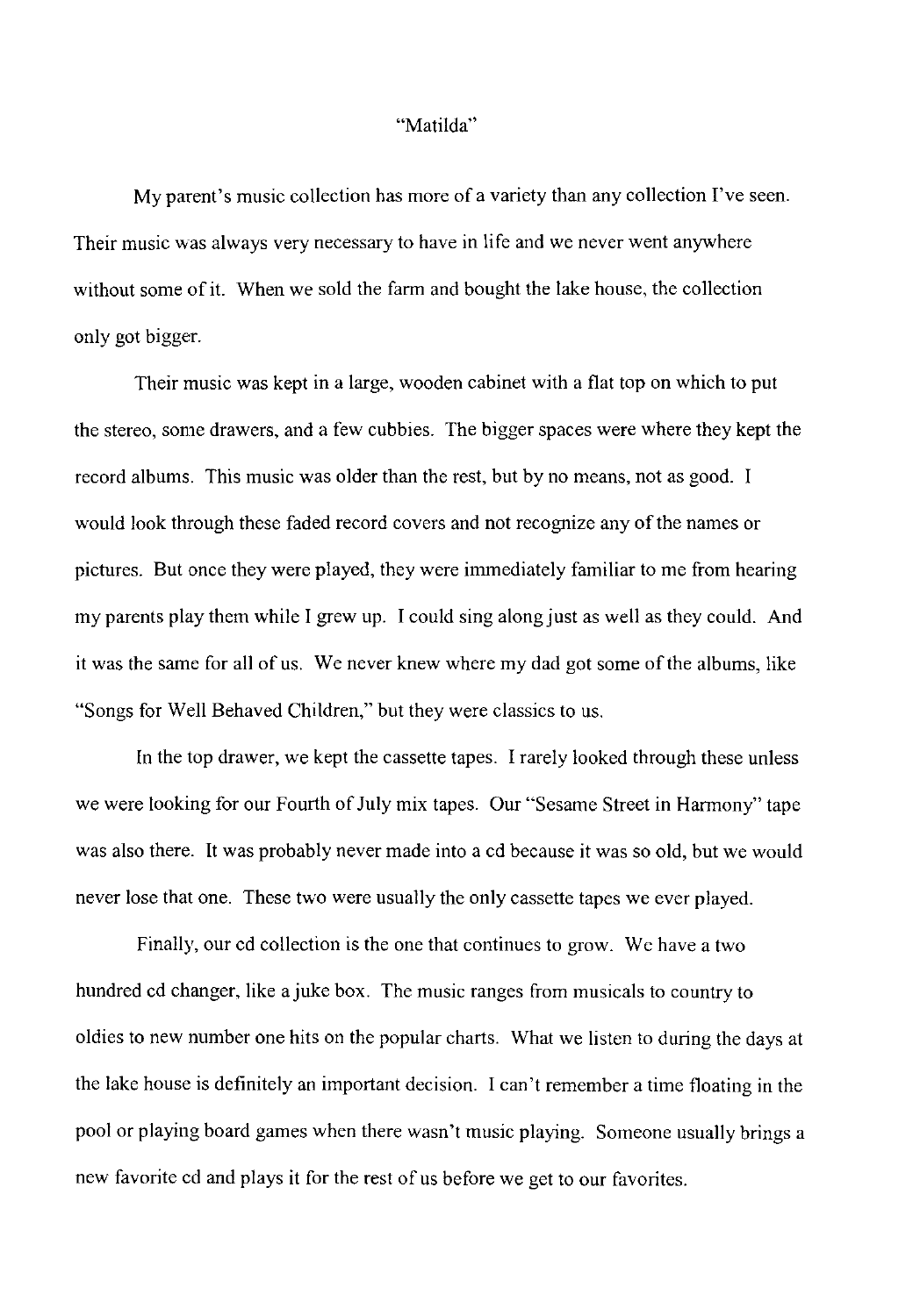"Matilda"

My parent's music collection has more of a variety than any collection I've seen. Their music was always very necessary to have in life and we never went anywhere without some of it. When we sold the farm and bought the lake house, the collection only got bigger.

Their music was kept in a large, wooden cabinet with a flat top on which to put the stereo, some drawers, and a few cubbies. The bigger spaces were where they kept the record albums. This music was older than the rest, but by no means, not as good. I would look through these faded record covers and not recognize any of the names or pictures. But once they were played, they were immediately familiar to me from hearing my parents play them while I grew up. I could sing along just as well as they could. And it was the same for all of us. We never knew where my dad got some of the albums, like "Songs for Well Behaved Children," but they were classics to us.

In the top drawer, we kept the cassette tapes. I rarely looked through these unless we were looking for our Fourth of July mix tapes. Our "Sesame Street in Harmony" tape was also there. It was probably never made into a cd because it was so old, but we would never lose that one. These two were usually the only cassette tapes we ever played.

Finally, our cd collection is the one that continues to grow. We have a two hundred cd changer, like a juke box. The music ranges from musicals to country to oldies to new number one hits on the popular charts. What we listen to during the days at the lake house is definitely an important decision. I can't remember a time floating in the pool or playing board games when there wasn't music playing. Someone usually brings a new favorite cd and plays it for the rest of us before we get to our favorites.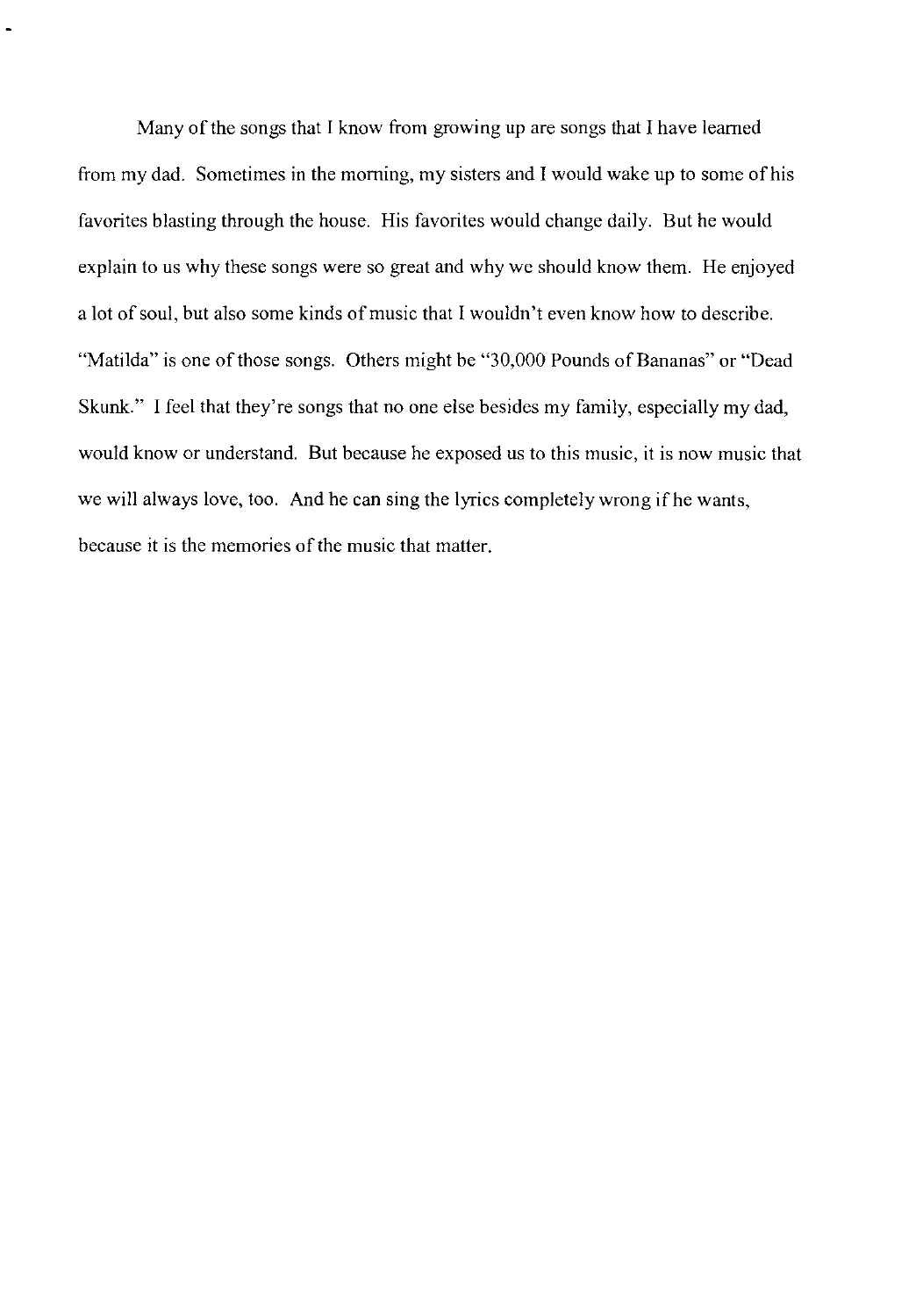Many of the songs that I know from growing up are songs that I have learned from my dad. Sometimes in the morning, my sisters and I would wake up to some of his favorites blasting through the house. His favorites would change daily. But he would explain to us why these songs were so great and why we should know them. He enjoyed a lot of soul, but also some kinds of music that I wouldn't even know how to describe. "Matilda" is one of those songs. Others might be "30,000 Pounds of Bananas" or "Dead Skunk." I feel that they're songs that no one else besides my family, especially my dad, would know or understand. But because he exposed us to this music, it is now music that we will always love, too. And he can sing the lyrics completely wrong if he wants, because it is the memories of the music that matter.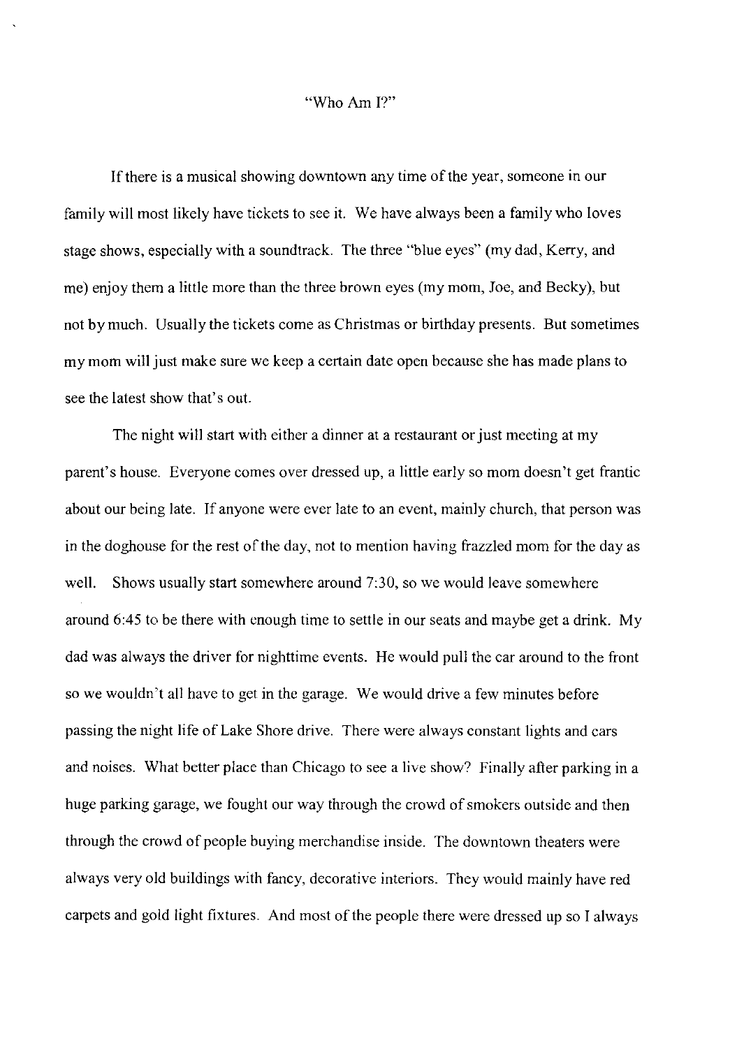# "Who Am I?"

If there is a musical showing downtown any time of the year, someone in our family will most likely have tickets to see it. We have always been a family who loves stage shows, especially with a soundtrack. The three "blue eyes" (my dad, Kerry, and me) enjoy them a little more than the three brown eyes (my mom, Joe, and Becky), but not by much. Usually the tickets come as Christmas or birthday presents. But sometimes my mom will just make sure we keep a certain date open because she has made plans to see the latest show that's out.

The night will start with either a dinner at a restaurant or just meeting at my parent's house. Everyone comes over dressed up, a little early so mom doesn't get frantic about our being late. If anyone were ever late to an event, mainly church, that person was in the doghouse for the rest of the day, not to mention having frazzled mom for the day as well. Shows usually start somewhere around 7:30, so we would leave somewhere around 6:45 to be there with enough time to settle in our seats and maybe get a drink. My dad was always the driver for nighttime events. He would pull the car around to the front so we wouldn't all have to get in the garage. We would drive a few minutes before passing the night life of Lake Shore drive. There were always constant lights and cars and noises. What better place than Chicago to see a live show? Finally after parking in a huge parking garage, we fought our way through the crowd of smokers outside and then through the crowd of people buying merchandise inside. The downtown theaters were always very old buildings with fancy, decorative interiors. They would mainly have red carpets and gold light fixtures. And most of the people there were dressed up so I always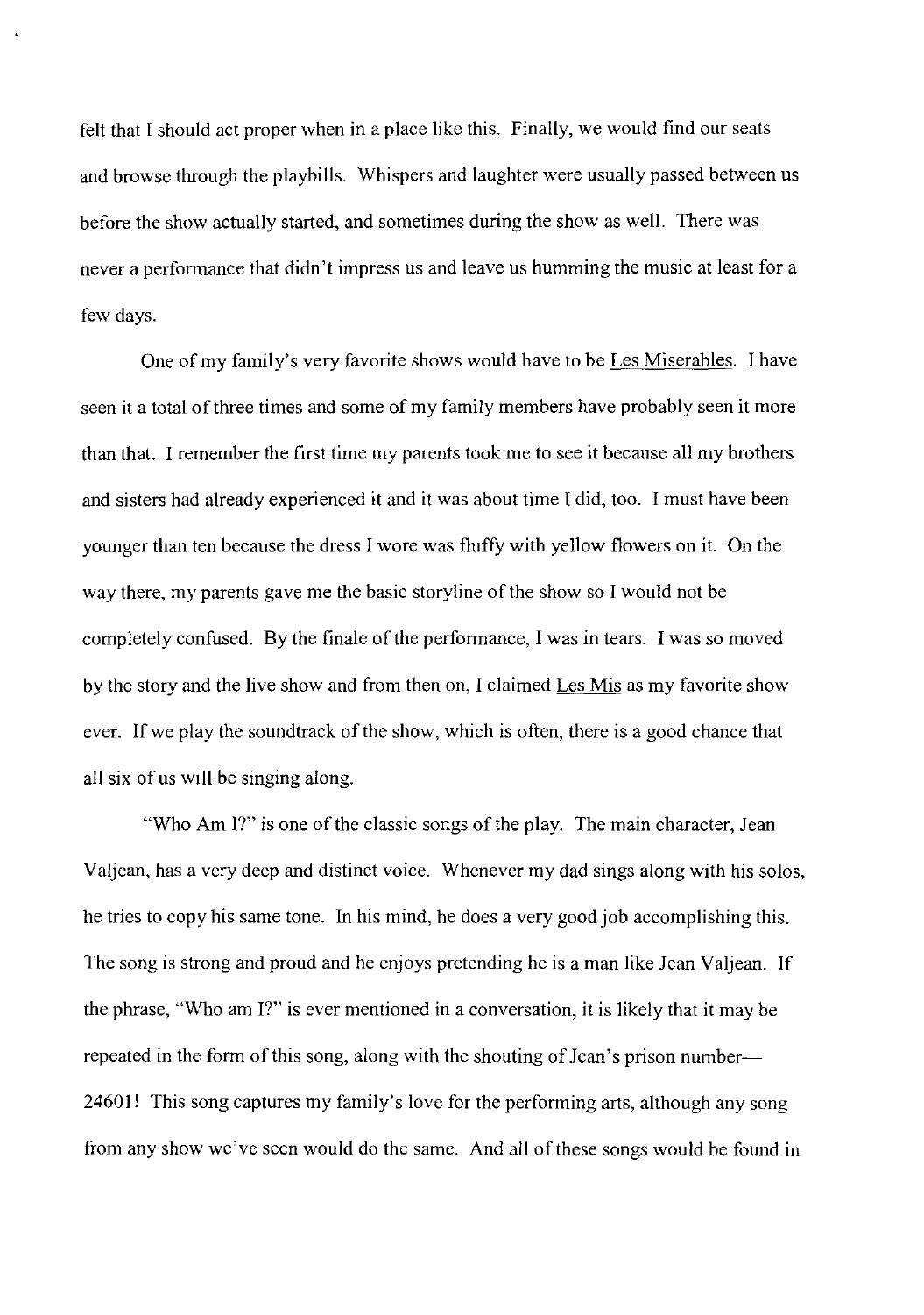felt that I should act proper when in a place like this. Finally, we would find our seats and browse through the playbills. Whispers and laughter were usually passed between us before the show actually started, and sometimes during the show as well. There was never a performance that didn't impress us and leave us humming the music at least for a few days.

One of my family's very favorite shows would have to be Les Miserables. I have seen it a total of three times and some of my family members have probably seen it more than that. I remember the first time my parents took me to see it because all my brothers and sisters had already experienced it and it was about time I did, too. I must have been younger than ten because the dress I wore was fluffy with yellow flowers on it. On the way there, my parents gave me the basic storyline of the show so I would not be completely confused. By the finale of the performance, I was in tears. I was so moved by the story and the live show and from then on, I claimed Les Mis as my favorite show ever. If we play the soundtrack of the show, which is often, there is a good chance that all six of us will be singing along.

"Who Am I?" is one of the classic songs of the play. The main character, Jean Valjean, has a very deep and distinct voice. Whenever my dad sings along with his solos, he tries to copy his same tone. In his mind, he does a very good job accomplishing this. The song is strong and proud and he enjoys pretending he is a man like Jean Valjean. If the phrase, "Who am I?" is ever mentioned in a conversation, it is likely that it may be repeated in the form of this song, along with the shouting of Jean's prison number—24601! This song captures my family's love for the performing arts, although any song from any show we've seen would do the same. And all of these songs would be found in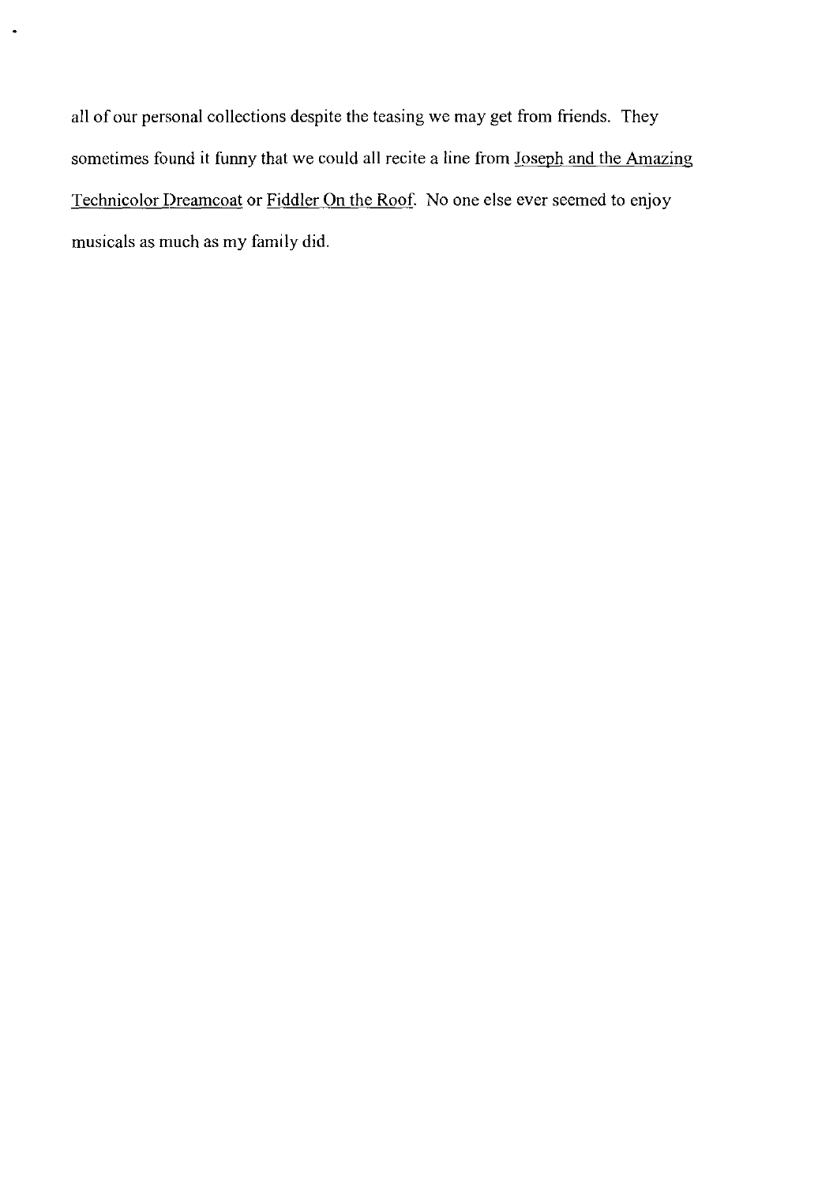all of our personal collections despite the teasing we may get from friends. They sometimes found it funny that we could all recite a line from <u>Joseph and the Amazing Technicolor Dreamcoat</u> or <u>Fiddler On the Roof</u>. No one else ever seemed to enjoy musicals as much as my family did.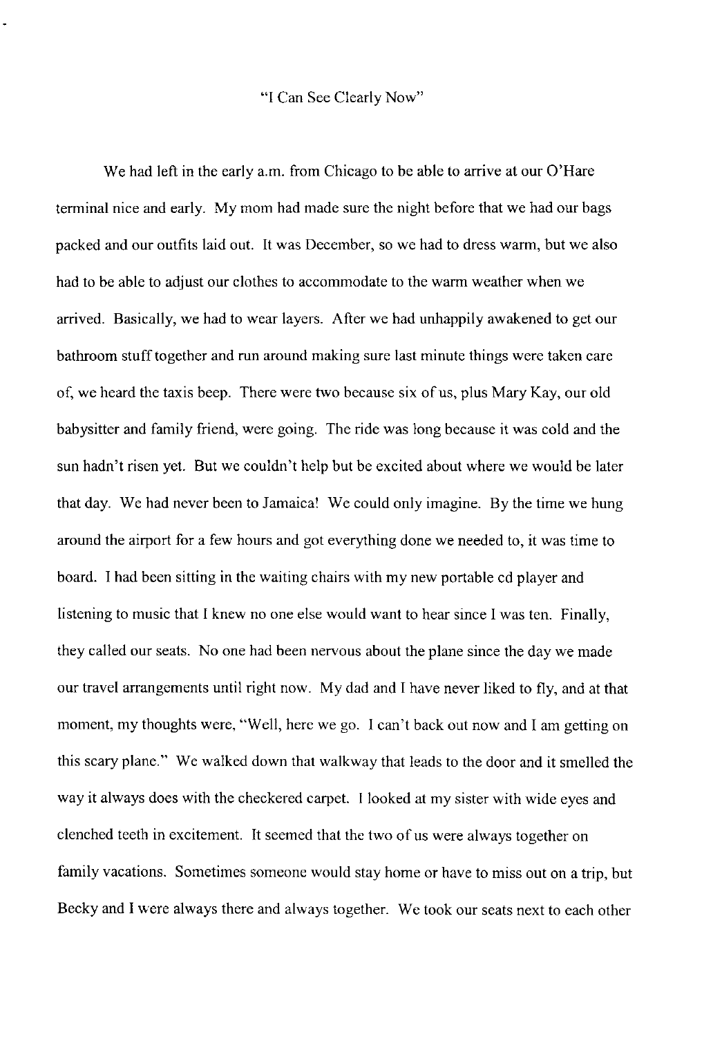"I Can See Clearly Now"

We had left in the early a.m. from Chicago to be able to arrive at our O'Hare terminal nice and early. My mom had made sure the night before that we had our bags packed and our outfits laid out. It was December, so we had to dress warm, but we also had to be able to adjust our clothes to accommodate to the warm weather when we arrived. Basically, we had to wear layers. After we had unhappily awakened to get our bathroom stuff together and run around making sure last minute things were taken care of, we heard the taxis beep. There were two because six of us, plus Mary Kay, our old babysitter and family friend, were going. The ride was long because it was cold and the sun hadn't risen yet. But we couldn't help but be excited about where we would be later that day. We had never been to Jamaica! We could only imagine. By the time we hung around the airport for a few hours and got everything done we needed to, it was time to board. I had been sitting in the waiting chairs with my new portable cd player and listening to music that I knew no one else would want to hear since I was ten. Finally, they called our seats. No one had been nervous about the plane since the day we made our travel arrangements until right now. My dad and I have never liked to fly, and at that moment, my thoughts were, "Well, here we go. I can't back out now and I am getting on this scary plane." We walked down that walkway that leads to the door and it smelled the way it always does with the checkered carpet. I looked at my sister with wide eyes and clenched teeth in excitement. It seemed that the two of us were always together on family vacations. Sometimes someone would stay home or have to miss out on a trip, but Becky and I were always there and always together. We took our seats next to each other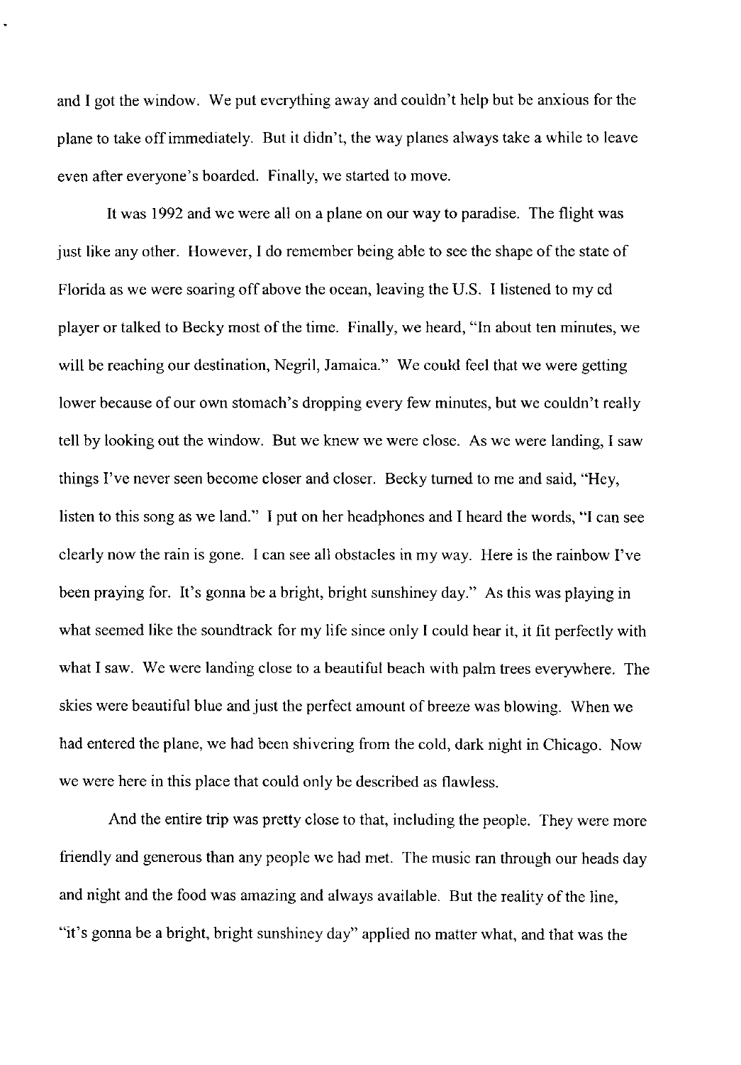and I got the window. We put everything away and couldn't help but be anxious for the plane to take off immediately. But it didn't, the way planes always take a while to leave even after everyone's boarded. Finally, we started to move.

It was 1992 and we were all on a plane on our way to paradise. The flight was just like any other. However, I do remember being able to see the shape of the state of Florida as we were soaring off above the ocean, leaving the U.S. I listened to my cd player or talked to Becky most of the time. Finally, we heard, "In about ten minutes, we will be reaching our destination, Negril, Jamaica." We could feel that we were getting lower because of our own stomach's dropping every few minutes, but we couldn't really tell by looking out the window. But we knew we were close. As we were landing, I saw things I've never seen become closer and closer. Becky turned to me and said, "Hey, listen to this song as we land." I put on her headphones and I heard the words, "I can see clearly now the rain is gone. I can see all obstacles in my way. Here is the rainbow I've been praying for. It's gonna be a bright, bright sunshiney day." As this was playing in what seemed like the soundtrack for my life since only I could hear it, it fit perfectly with what I saw. We were landing close to a beautiful beach with palm trees everywhere. The skies were beautiful blue and just the perfect amount of breeze was blowing. When we had entered the plane, we had been shivering from the cold, dark night in Chicago. Now we were here in this place that could only be described as flawless.

And the entire trip was pretty close to that, including the people. They were more friendly and generous than any people we had met. The music ran through our heads day and night and the food was amazing and always available. But the reality of the line, "it's gonna be a bright, bright sunshiney day" applied no matter what, and that was the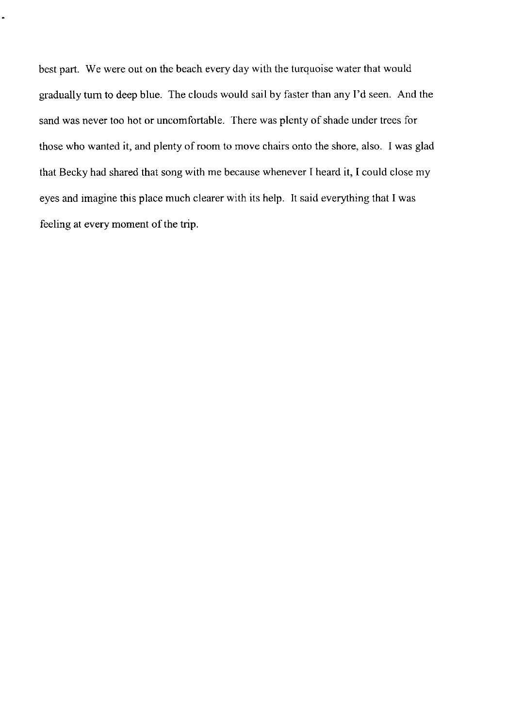best part. We were out on the beach every day with the turquoise water that would gradually turn to deep blue. The clouds would sail by faster than any I'd seen. And the sand was never too hot or uncomfortable. There was plenty of shade under trees for those who wanted it, and plenty of room to move chairs onto the shore, also. I was glad that Becky had shared that song with me because whenever I heard it, I could close my eyes and imagine this place much clearer with its help. It said everything that I was feeling at every moment of the trip.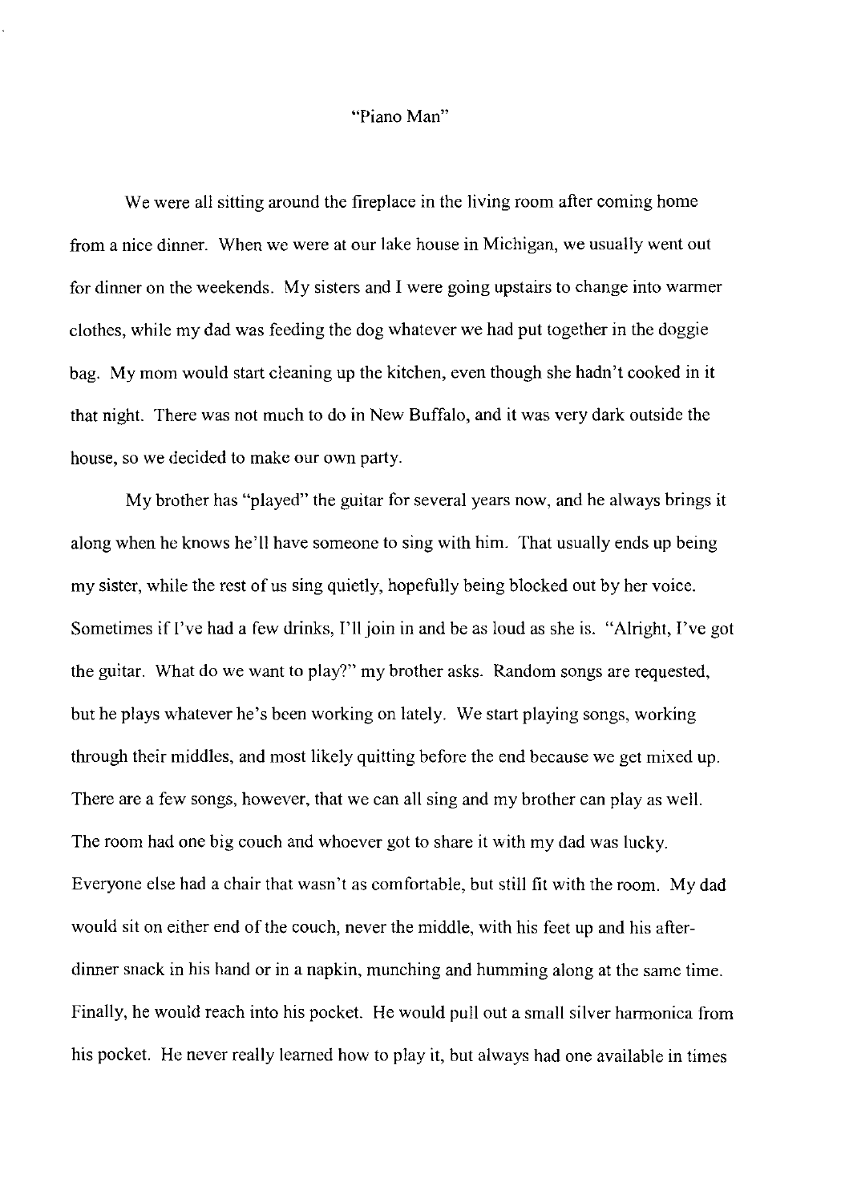"Piano Man"

We were all sitting around the fireplace in the living room after coming home from a nice dinner. When we were at our lake house in Michigan, we usually went out for dinner on the weekends. My sisters and I were going upstairs to change into warmer clothes, while my dad was feeding the dog whatever we had put together in the doggie bag. My mom would start cleaning up the kitchen, even though she hadn't cooked in it that night. There was not much to do in New Buffalo, and it was very dark outside the house, so we decided to make our own party.

My brother has "played" the guitar for several years now, and he always brings it along when he knows he'll have someone to sing with him. That usually ends up being my sister, while the rest of us sing quietly, hopefully being blocked out by her voice. Sometimes if I've had a few drinks, I'll join in and be as loud as she is. "Alright, I've got the guitar. What do we want to play?" my brother asks. Random songs are requested, but he plays whatever he's been working on lately. We start playing songs, working through their middles, and most likely quitting before the end because we get mixed up. There are a few songs, however, that we can all sing and my brother can play as well. The room had one big couch and whoever got to share it with my dad was lucky. Everyone else had a chair that wasn't as comfortable, but still fit with the room. My dad would sit on either end of the couch, never the middle, with his feet up and his after-dinner snack in his hand or in a napkin, munching and humming along at the same time. Finally, he would reach into his pocket. He would pull out a small silver harmonica from his pocket. He never really learned how to play it, but always had one available in times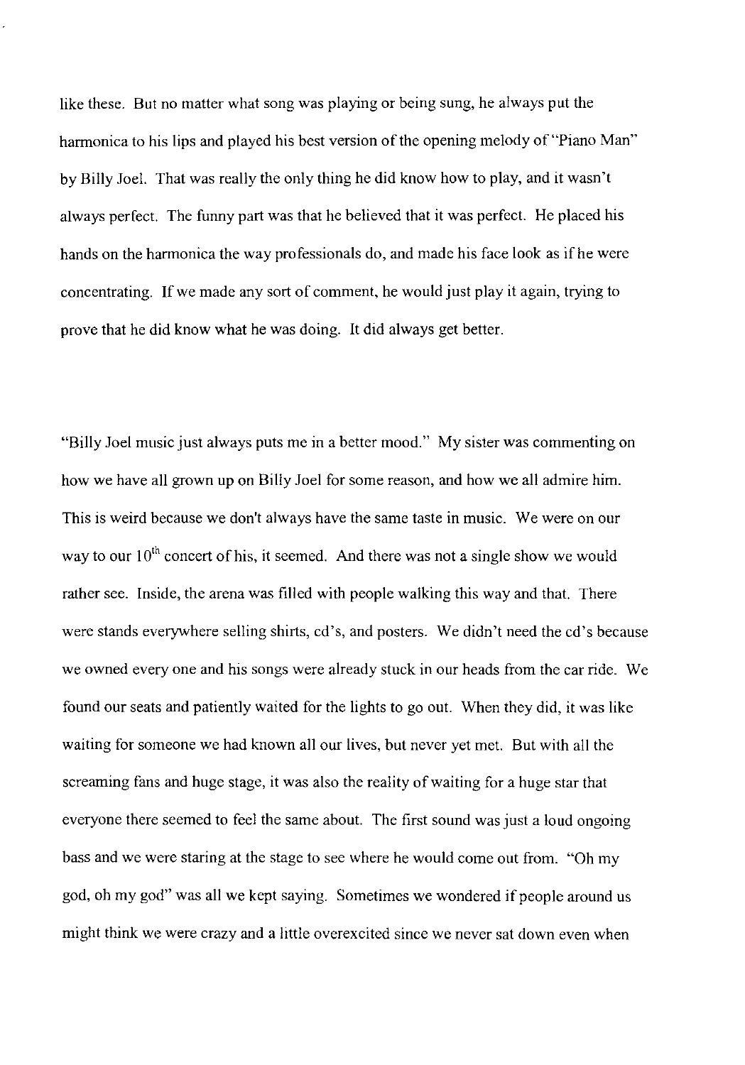like these. But no matter what song was playing or being sung, he always put the harmonica to his lips and played his best version of the opening melody of "Piano Man" by Billy Joel. That was really the only thing he did know how to play, and it wasn't always perfect. The funny part was that he believed that it was perfect. He placed his hands on the harmonica the way professionals do, and made his face look as if he were concentrating. If we made any sort of comment, he would just play it again, trying to prove that he did know what he was doing. It did always get better.

"Billy Joel music just always puts me in a better mood." My sister was commenting on how we have all grown up on Billy Joel for some reason, and how we all admire him. This is weird because we don't always have the same taste in music. We were on our way to our 10th concert of his, it seemed. And there was not a single show we would rather see. Inside, the arena was filled with people walking this way and that. There were stands everywhere selling shirts, cd's, and posters. We didn't need the cd's because we owned every one and his songs were already stuck in our heads from the car ride. We found our seats and patiently waited for the lights to go out. When they did, it was like waiting for someone we had known all our lives, but never yet met. But with all the screaming fans and huge stage, it was also the reality of waiting for a huge star that everyone there seemed to feel the same about. The first sound was just a loud ongoing bass and we were staring at the stage to see where he would come out from. "Oh my god, oh my god" was all we kept saying. Sometimes we wondered if people around us might think we were crazy and a little overexcited since we never sat down even when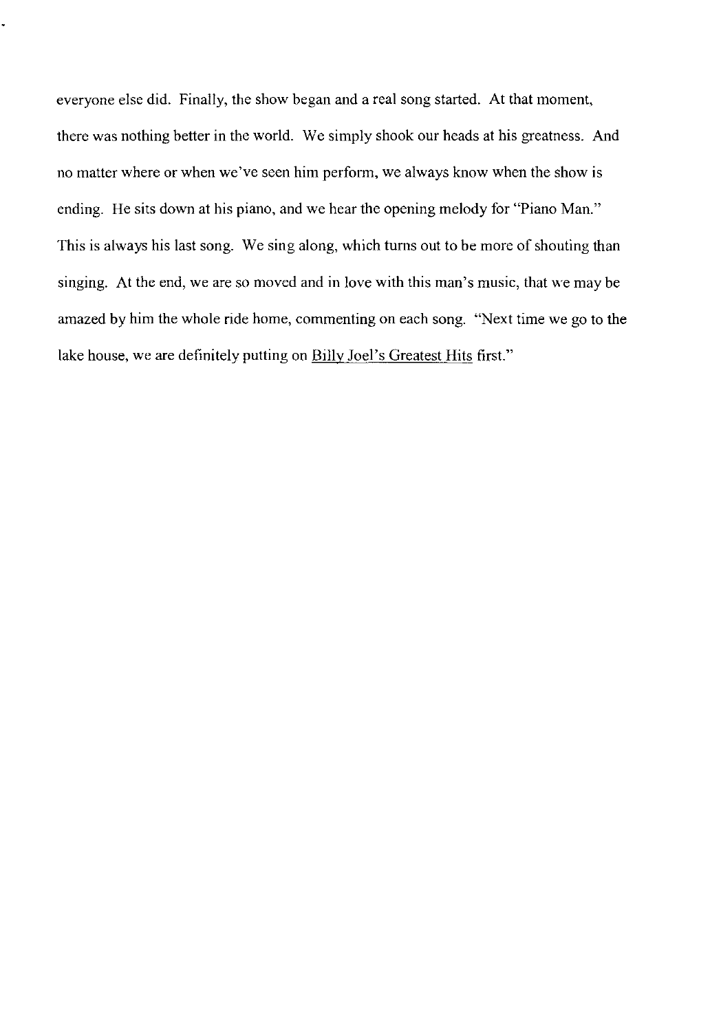everyone else did. Finally, the show began and a real song started. At that moment, there was nothing better in the world. We simply shook our heads at his greatness. And no matter where or when we've seen him perform, we always know when the show is ending. He sits down at his piano, and we hear the opening melody for "Piano Man." This is always his last song. We sing along, which turns out to be more of shouting than singing. At the end, we are so moved and in love with this man's music, that we may be amazed by him the whole ride home, commenting on each song. "Next time we go to the lake house, we are definitely putting on <u>Billy Joel's Greatest Hits</u> first."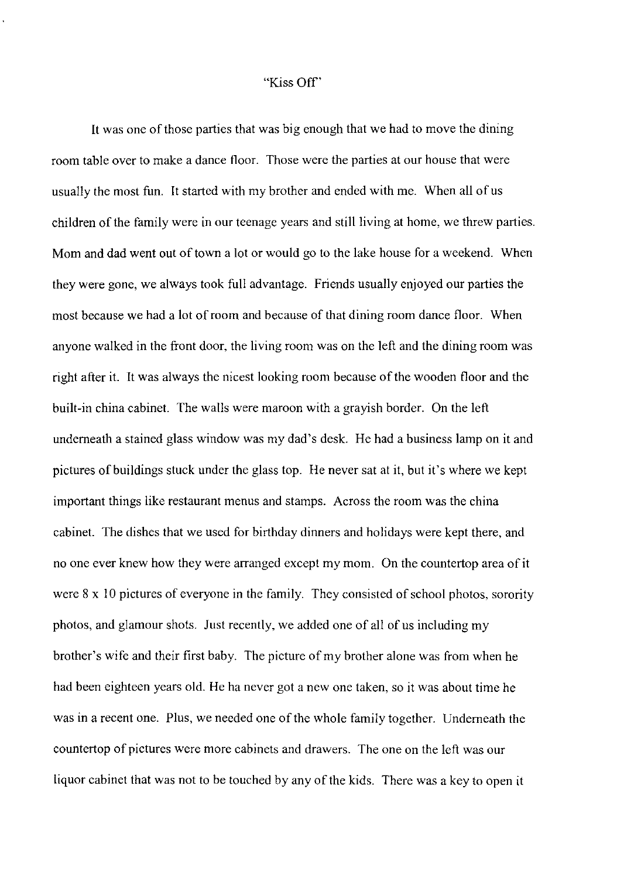"Kiss Off"

It was one of those parties that was big enough that we had to move the dining room table over to make a dance floor. Those were the parties at our house that were usually the most fun. It started with my brother and ended with me. When all of us children of the family were in our teenage years and still living at home, we threw parties. Mom and dad went out of town a lot or would go to the lake house for a weekend. When they were gone, we always took full advantage. Friends usually enjoyed our parties the most because we had a lot of room and because of that dining room dance floor. When anyone walked in the front door, the living room was on the left and the dining room was right after it. It was always the nicest looking room because of the wooden floor and the built-in china cabinet. The walls were maroon with a grayish border. On the left underneath a stained glass window was my dad's desk. He had a business lamp on it and pictures of buildings stuck under the glass top. He never sat at it, but it's where we kept important things like restaurant menus and stamps. Across the room was the china cabinet. The dishes that we used for birthday dinners and holidays were kept there, and no one ever knew how they were arranged except my mom. On the countertop area of it were 8 x 10 pictures of everyone in the family. They consisted of school photos, sorority photos, and glamour shots. Just recently, we added one of all of us including my brother's wife and their first baby. The picture of my brother alone was from when he had been eighteen years old. He ha never got a new one taken, so it was about time he was in a recent one. Plus, we needed one of the whole family together. Underneath the countertop of pictures were more cabinets and drawers. The one on the left was our liquor cabinet that was not to be touched by any of the kids. There was a key to open it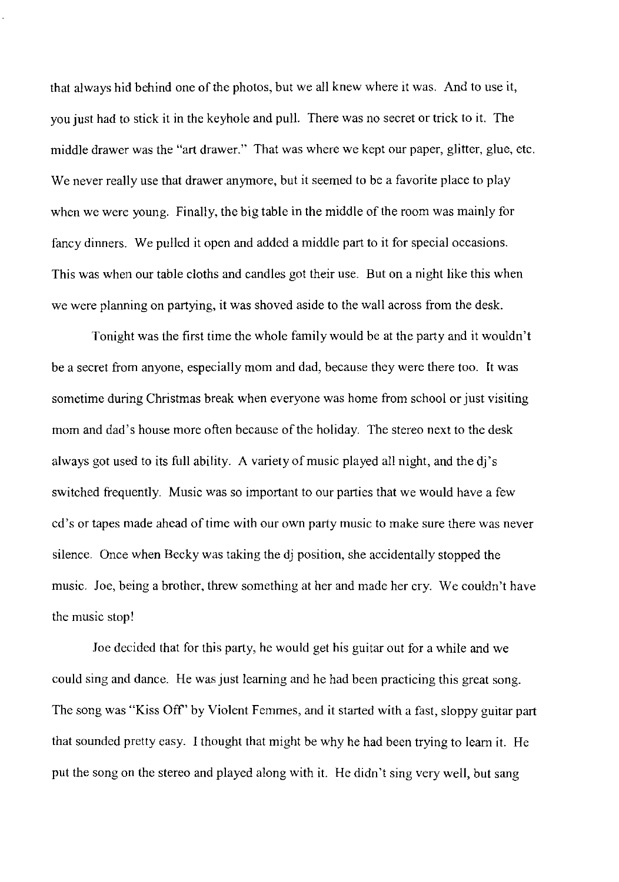that always hid behind one of the photos, but we all knew where it was. And to use it, you just had to stick it in the keyhole and pull. There was no secret or trick to it. The middle drawer was the "art drawer." That was where we kept our paper, glitter, glue, etc. We never really use that drawer anymore, but it seemed to be a favorite place to play when we were young. Finally, the big table in the middle of the room was mainly for fancy dinners. We pulled it open and added a middle part to it for special occasions. This was when our table cloths and candles got their use. But on a night like this when we were planning on partying, it was shoved aside to the wall across from the desk.

Tonight was the first time the whole family would be at the party and it wouldn't be a secret from anyone, especially mom and dad, because they were there too. It was sometime during Christmas break when everyone was home from school or just visiting mom and dad's house more often because of the holiday. The stereo next to the desk always got used to its full ability. A variety of music played all night, and the dj's switched frequently. Music was so important to our parties that we would have a few cd's or tapes made ahead of time with our own party music to make sure there was never silence. Once when Becky was taking the dj position, she accidentally stopped the music. Joe, being a brother, threw something at her and made her cry. We couldn't have the music stop!

Joe decided that for this party, he would get his guitar out for a while and we could sing and dance. He was just learning and he had been practicing this great song. The song was "Kiss Off" by Violent Femmes, and it started with a fast, sloppy guitar part that sounded pretty easy. I thought that might be why he had been trying to learn it. He put the song on the stereo and played along with it. He didn't sing very well, but sang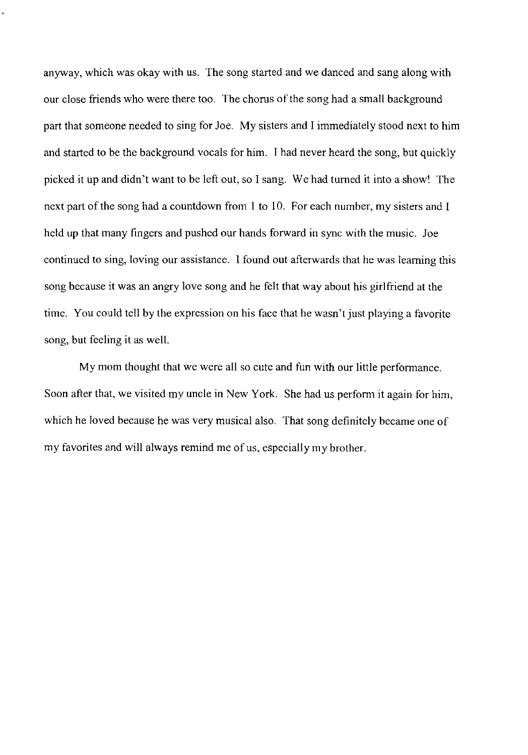anyway, which was okay with us. The song started and we danced and sang along with our close friends who were there too. The chorus of the song had a small background part that someone needed to sing for Joe. My sisters and I immediately stood next to him and started to be the background vocals for him. I had never heard the song, but quickly picked it up and didn't want to be left out, so I sang. We had turned it into a show! The next part of the song had a countdown from 1 to 10. For each number, my sisters and I held up that many fingers and pushed our hands forward in sync with the music. Joe continued to sing, loving our assistance. I found out afterwards that he was learning this song because it was an angry love song and he felt that way about his girlfriend at the time. You could tell by the expression on his face that he wasn't just playing a favorite song, but feeling it as well.

My mom thought that we were all so cute and fun with our little performance. Soon after that, we visited my uncle in New York. She had us perform it again for him, which he loved because he was very musical also. That song definitely became one of my favorites and will always remind me of us, especially my brother.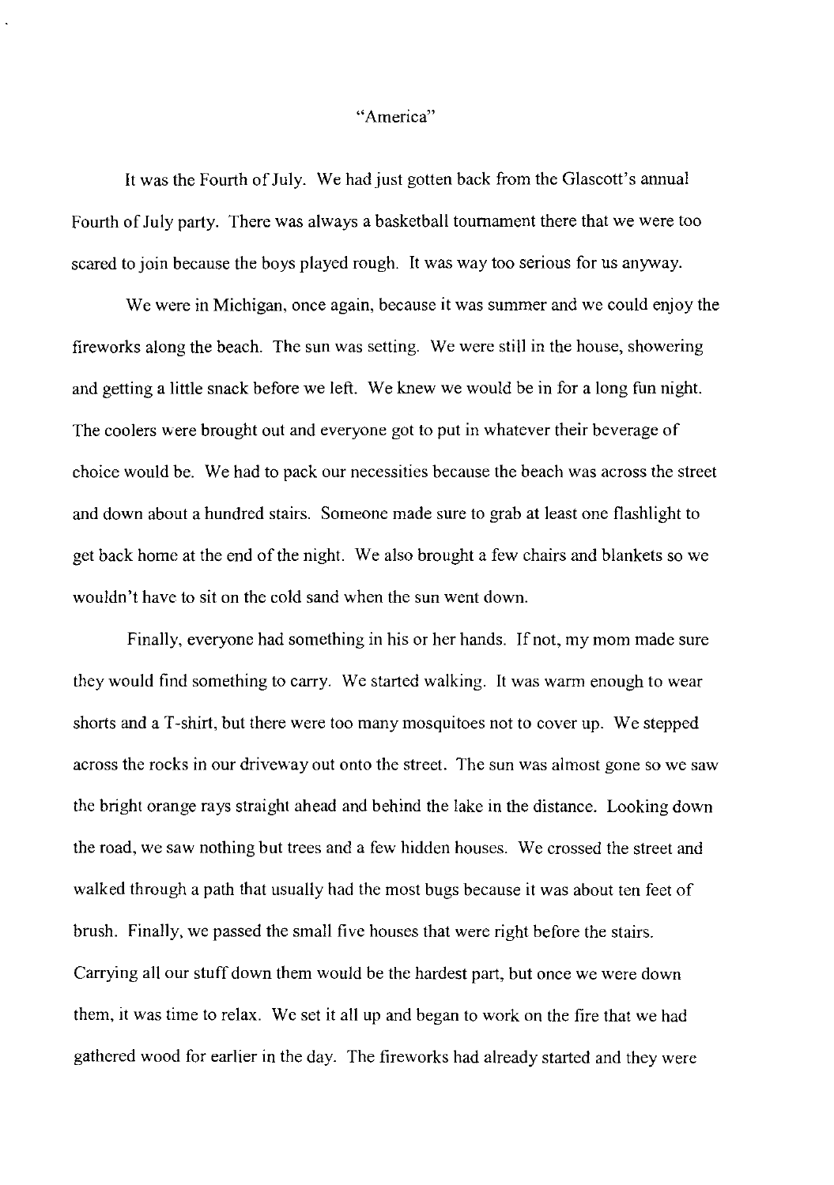# "America"

It was the Fourth of July. We had just gotten back from the Glascott's annual Fourth of July party. There was always a basketball tournament there that we were too scared to join because the boys played rough. It was way too serious for us anyway.

We were in Michigan, once again, because it was summer and we could enjoy the fireworks along the beach. The sun was setting. We were still in the house, showering and getting a little snack before we left. We knew we would be in for a long fun night. The coolers were brought out and everyone got to put in whatever their beverage of choice would be. We had to pack our necessities because the beach was across the street and down about a hundred stairs. Someone made sure to grab at least one flashlight to get back home at the end of the night. We also brought a few chairs and blankets so we wouldn't have to sit on the cold sand when the sun went down.

Finally, everyone had something in his or her hands. If not, my mom made sure they would find something to carry. We started walking. It was warm enough to wear shorts and a T-shirt, but there were too many mosquitoes not to cover up. We stepped across the rocks in our driveway out onto the street. The sun was almost gone so we saw the bright orange rays straight ahead and behind the lake in the distance. Looking down the road, we saw nothing but trees and a few hidden houses. We crossed the street and walked through a path that usually had the most bugs because it was about ten feet of brush. Finally, we passed the small five houses that were right before the stairs. Carrying all our stuff down them would be the hardest part, but once we were down them, it was time to relax. We set it all up and began to work on the fire that we had gathered wood for earlier in the day. The fireworks had already started and they were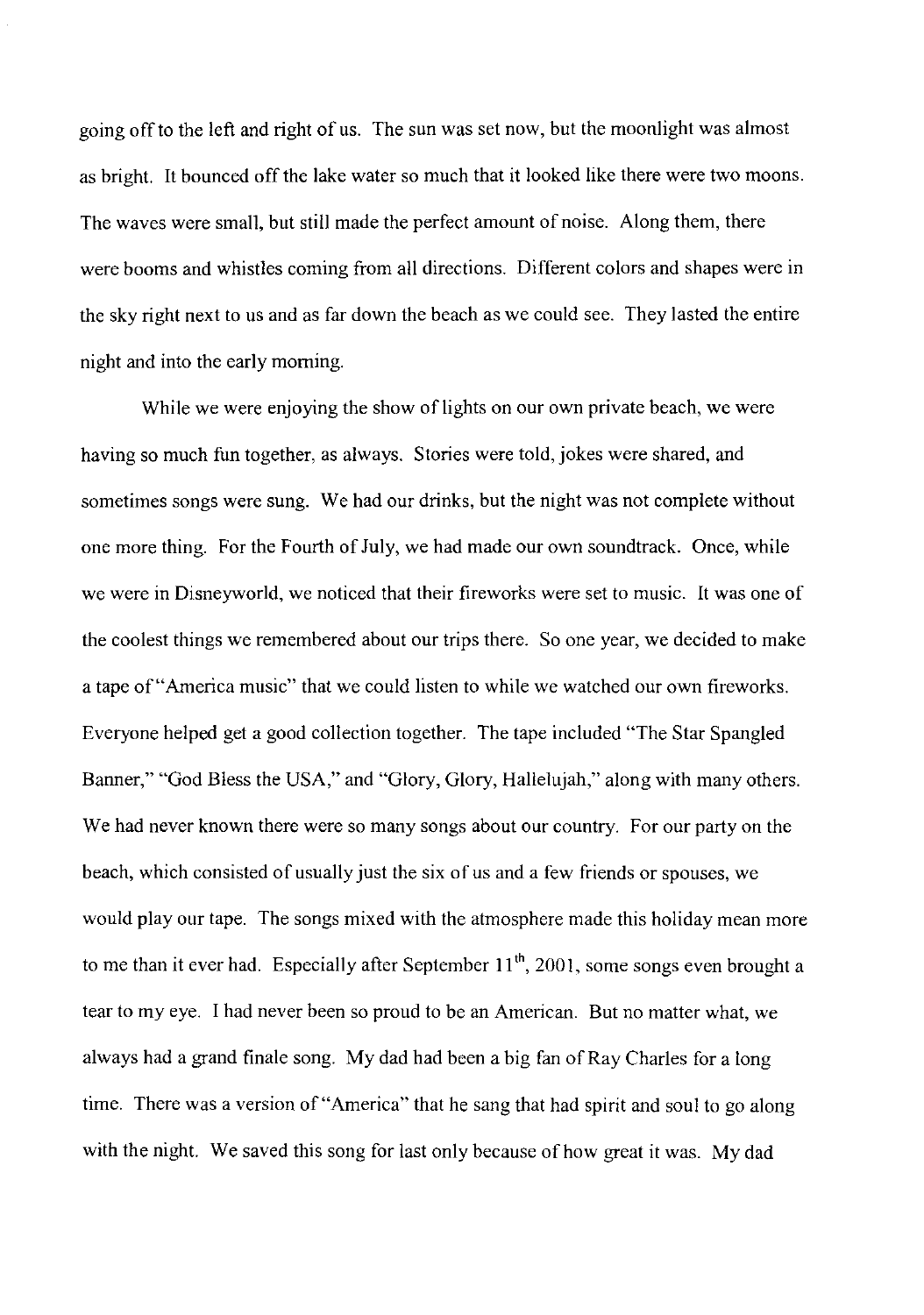going off to the left and right of us. The sun was set now, but the moonlight was almost as bright. It bounced off the lake water so much that it looked like there were two moons. The waves were small, but still made the perfect amount of noise. Along them, there were booms and whistles coming from all directions. Different colors and shapes were in the sky right next to us and as far down the beach as we could see. They lasted the entire night and into the early morning.

While we were enjoying the show of lights on our own private beach, we were having so much fun together, as always. Stories were told, jokes were shared, and sometimes songs were sung. We had our drinks, but the night was not complete without one more thing. For the Fourth of July, we had made our own soundtrack. Once, while we were in Disneyworld, we noticed that their fireworks were set to music. It was one of the coolest things we remembered about our trips there. So one year, we decided to make a tape of "America music" that we could listen to while we watched our own fireworks. Everyone helped get a good collection together. The tape included "The Star Spangled Banner," "God Bless the USA," and "Glory, Glory, Hallelujah," along with many others. We had never known there were so many songs about our country. For our party on the beach, which consisted of usually just the six of us and a few friends or spouses, we would play our tape. The songs mixed with the atmosphere made this holiday mean more to me than it ever had. Especially after September 11th, 2001, some songs even brought a tear to my eye. I had never been so proud to be an American. But no matter what, we always had a grand finale song. My dad had been a big fan of Ray Charles for a long time. There was a version of "America" that he sang that had spirit and soul to go along with the night. We saved this song for last only because of how great it was. My dad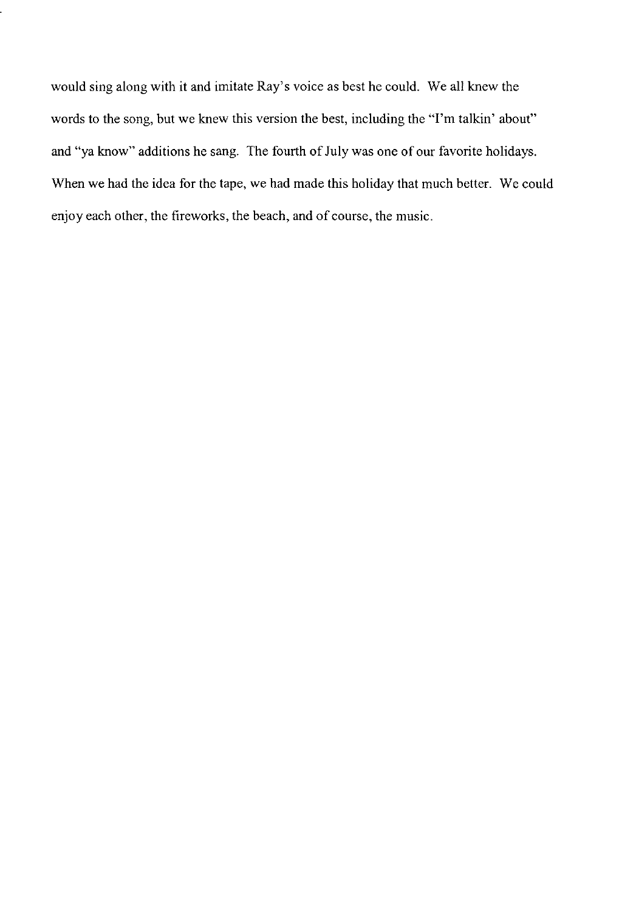would sing along with it and imitate Ray's voice as best he could. We all knew the words to the song, but we knew this version the best, including the "I'm talkin' about" and "ya know" additions he sang. The fourth of July was one of our favorite holidays. When we had the idea for the tape, we had made this holiday that much better. We could enjoy each other, the fireworks, the beach, and of course, the music.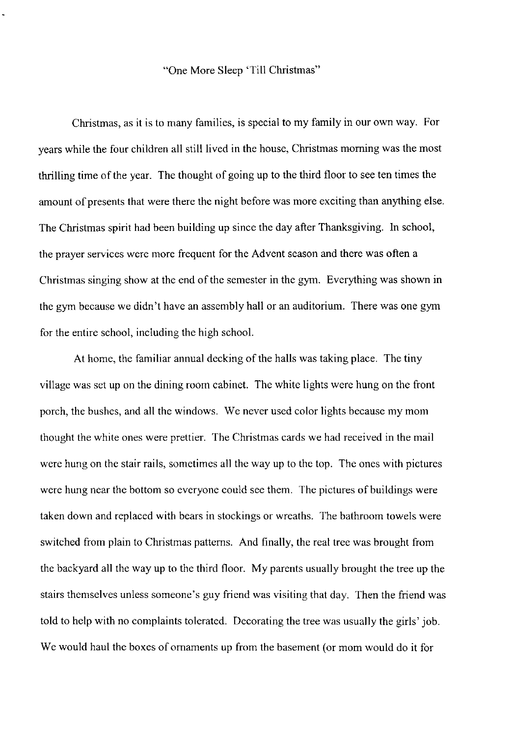"One More Sleep 'Till Christmas"

Christmas, as it is to many families, is special to my family in our own way. For years while the four children all still lived in the house, Christmas morning was the most thrilling time of the year. The thought of going up to the third floor to see ten times the amount of presents that were there the night before was more exciting than anything else. The Christmas spirit had been building up since the day after Thanksgiving. In school, the prayer services were more frequent for the Advent season and there was often a Christmas singing show at the end of the semester in the gym. Everything was shown in the gym because we didn't have an assembly hall or an auditorium. There was one gym for the entire school, including the high school.

At home, the familiar annual decking of the halls was taking place. The tiny village was set up on the dining room cabinet. The white lights were hung on the front porch, the bushes, and all the windows. We never used color lights because my mom thought the white ones were prettier. The Christmas cards we had received in the mail were hung on the stair rails, sometimes all the way up to the top. The ones with pictures were hung near the bottom so everyone could see them. The pictures of buildings were taken down and replaced with bears in stockings or wreaths. The bathroom towels were switched from plain to Christmas patterns. And finally, the real tree was brought from the backyard all the way up to the third floor. My parents usually brought the tree up the stairs themselves unless someone's guy friend was visiting that day. Then the friend was told to help with no complaints tolerated. Decorating the tree was usually the girls' job. We would haul the boxes of ornaments up from the basement (or mom would do it for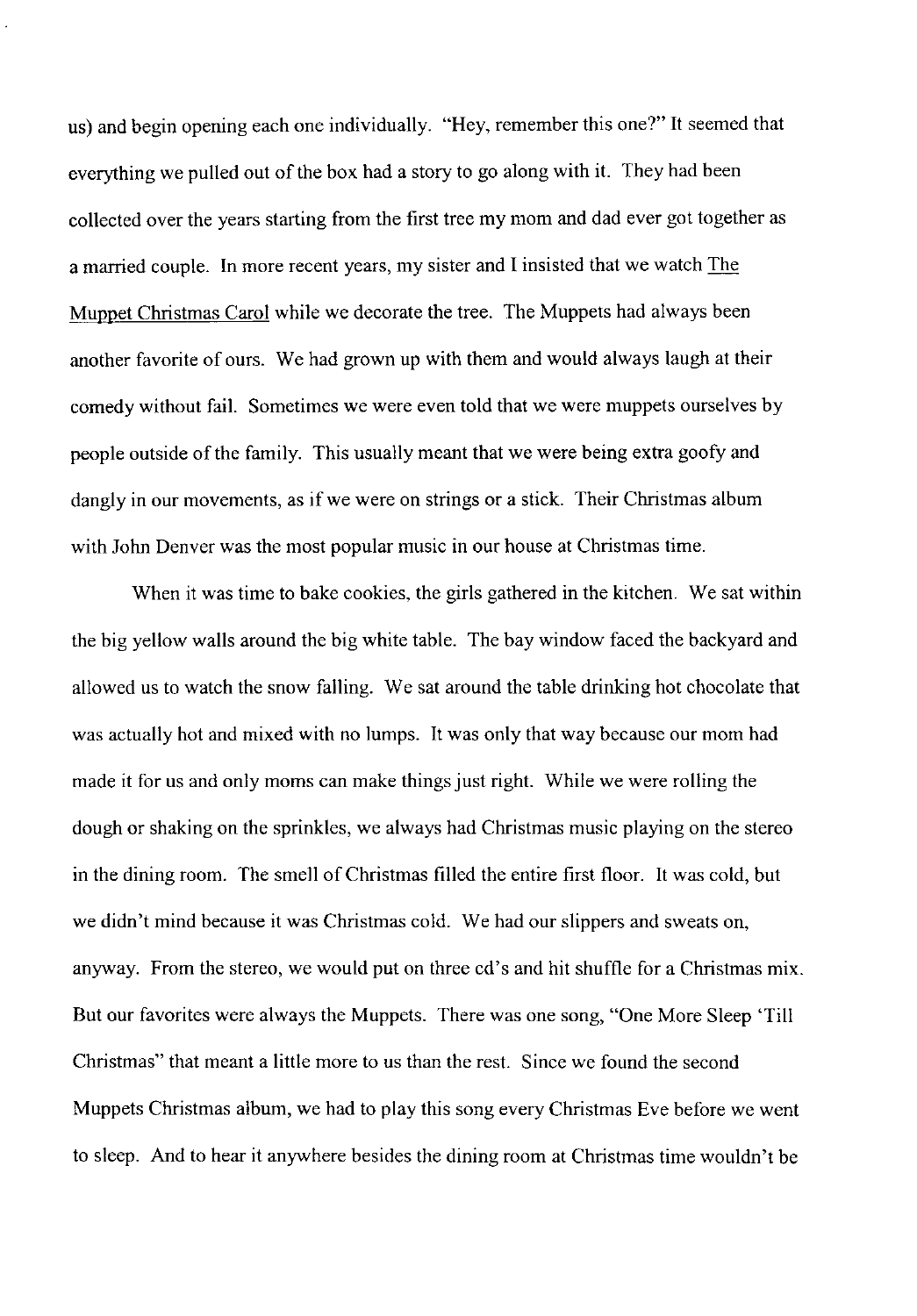us) and begin opening each one individually. "Hey, remember this one?" It seemed that everything we pulled out of the box had a story to go along with it. They had been collected over the years starting from the first tree my mom and dad ever got together as a married couple. In more recent years, my sister and I insisted that we watch The Muppet Christmas Carol while we decorate the tree. The Muppets had always been another favorite of ours. We had grown up with them and would always laugh at their comedy without fail. Sometimes we were even told that we were muppets ourselves by people outside of the family. This usually meant that we were being extra goofy and dangly in our movements, as if we were on strings or a stick. Their Christmas album with John Denver was the most popular music in our house at Christmas time.

When it was time to bake cookies, the girls gathered in the kitchen. We sat within the big yellow walls around the big white table. The bay window faced the backyard and allowed us to watch the snow falling. We sat around the table drinking hot chocolate that was actually hot and mixed with no lumps. It was only that way because our mom had made it for us and only moms can make things just right. While we were rolling the dough or shaking on the sprinkles, we always had Christmas music playing on the stereo in the dining room. The smell of Christmas filled the entire first floor. It was cold, but we didn't mind because it was Christmas cold. We had our slippers and sweats on, anyway. From the stereo, we would put on three cd's and hit shuffle for a Christmas mix. But our favorites were always the Muppets. There was one song, "One More Sleep 'Till Christmas" that meant a little more to us than the rest. Since we found the second Muppets Christmas album, we had to play this song every Christmas Eve before we went to sleep. And to hear it anywhere besides the dining room at Christmas time wouldn't be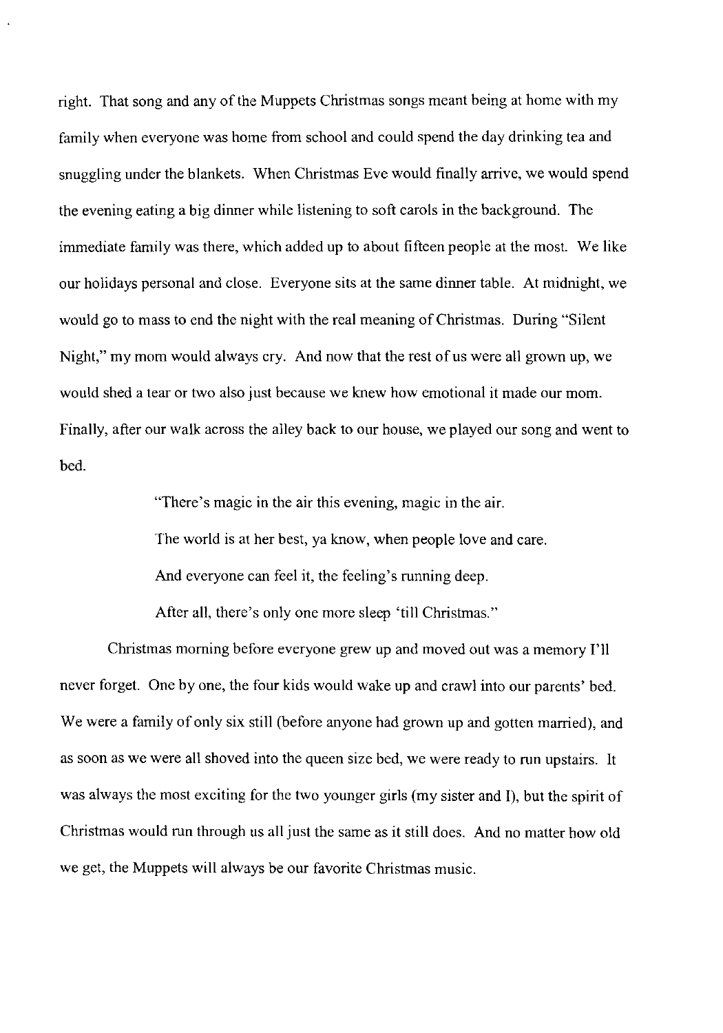right. That song and any of the Muppets Christmas songs meant being at home with my family when everyone was home from school and could spend the day drinking tea and snuggling under the blankets. When Christmas Eve would finally arrive, we would spend the evening eating a big dinner while listening to soft carols in the background. The immediate family was there, which added up to about fifteen people at the most. We like our holidays personal and close. Everyone sits at the same dinner table. At midnight, we would go to mass to end the night with the real meaning of Christmas. During "Silent Night," my mom would always cry. And now that the rest of us were all grown up, we would shed a tear or two also just because we knew how emotional it made our mom. Finally, after our walk across the alley back to our house, we played our song and went to bed.

> "There's magic in the air this evening, magic in the air.
>
> The world is at her best, ya know, when people love and care.
>
> And everyone can feel it, the feeling's running deep.
>
> After all, there's only one more sleep 'till Christmas."

Christmas morning before everyone grew up and moved out was a memory I'll never forget. One by one, the four kids would wake up and crawl into our parents' bed. We were a family of only six still (before anyone had grown up and gotten married), and as soon as we were all shoved into the queen size bed, we were ready to run upstairs. It was always the most exciting for the two younger girls (my sister and I), but the spirit of Christmas would run through us all just the same as it still does. And no matter how old we get, the Muppets will always be our favorite Christmas music.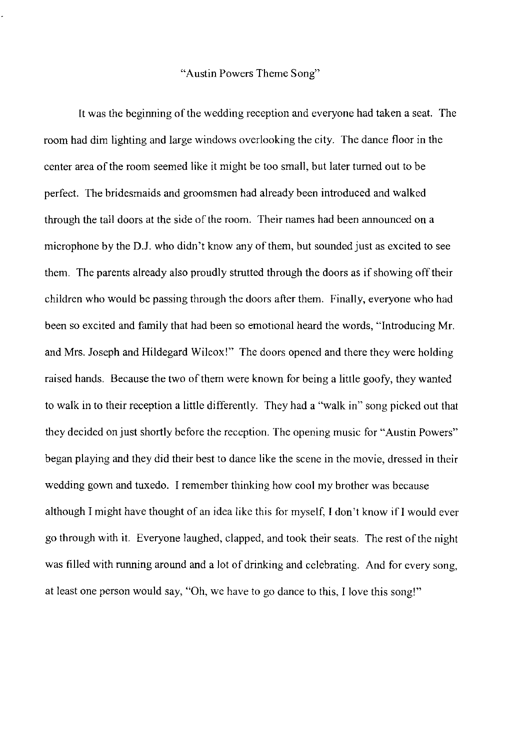# "Austin Powers Theme Song"

It was the beginning of the wedding reception and everyone had taken a seat. The room had dim lighting and large windows overlooking the city. The dance floor in the center area of the room seemed like it might be too small, but later turned out to be perfect. The bridesmaids and groomsmen had already been introduced and walked through the tall doors at the side of the room. Their names had been announced on a microphone by the D.J. who didn't know any of them, but sounded just as excited to see them. The parents already also proudly strutted through the doors as if showing off their children who would be passing through the doors after them. Finally, everyone who had been so excited and family that had been so emotional heard the words, "Introducing Mr. and Mrs. Joseph and Hildegard Wilcox!" The doors opened and there they were holding raised hands. Because the two of them were known for being a little goofy, they wanted to walk in to their reception a little differently. They had a "walk in" song picked out that they decided on just shortly before the reception. The opening music for "Austin Powers" began playing and they did their best to dance like the scene in the movie, dressed in their wedding gown and tuxedo. I remember thinking how cool my brother was because although I might have thought of an idea like this for myself, I don't know if I would ever go through with it. Everyone laughed, clapped, and took their seats. The rest of the night was filled with running around and a lot of drinking and celebrating. And for every song, at least one person would say, "Oh, we have to go dance to this, I love this song!"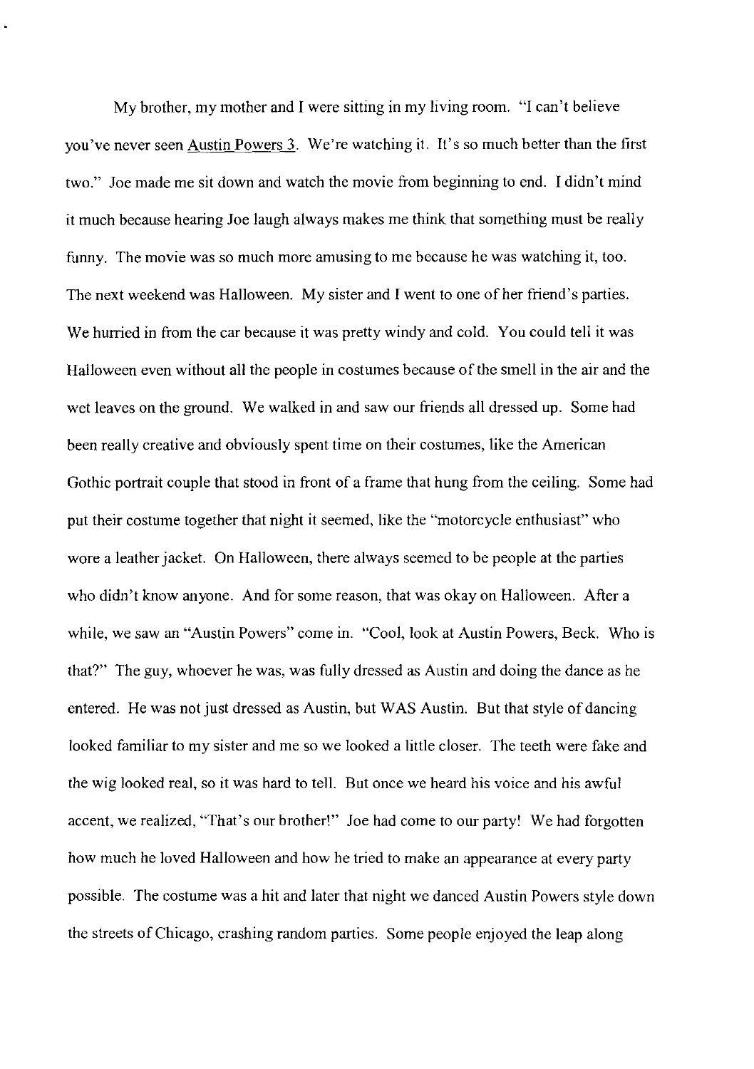My brother, my mother and I were sitting in my living room. "I can't believe you've never seen Austin Powers 3. We're watching it. It's so much better than the first two." Joe made me sit down and watch the movie from beginning to end. I didn't mind it much because hearing Joe laugh always makes me think that something must be really funny. The movie was so much more amusing to me because he was watching it, too. The next weekend was Halloween. My sister and I went to one of her friend's parties. We hurried in from the car because it was pretty windy and cold. You could tell it was Halloween even without all the people in costumes because of the smell in the air and the wet leaves on the ground. We walked in and saw our friends all dressed up. Some had been really creative and obviously spent time on their costumes, like the American Gothic portrait couple that stood in front of a frame that hung from the ceiling. Some had put their costume together that night it seemed, like the "motorcycle enthusiast" who wore a leather jacket. On Halloween, there always seemed to be people at the parties who didn't know anyone. And for some reason, that was okay on Halloween. After a while, we saw an "Austin Powers" come in. "Cool, look at Austin Powers, Beck. Who is that?" The guy, whoever he was, was fully dressed as Austin and doing the dance as he entered. He was not just dressed as Austin, but WAS Austin. But that style of dancing looked familiar to my sister and me so we looked a little closer. The teeth were fake and the wig looked real, so it was hard to tell. But once we heard his voice and his awful accent, we realized, "That's our brother!" Joe had come to our party! We had forgotten how much he loved Halloween and how he tried to make an appearance at every party possible. The costume was a hit and later that night we danced Austin Powers style down the streets of Chicago, crashing random parties. Some people enjoyed the leap along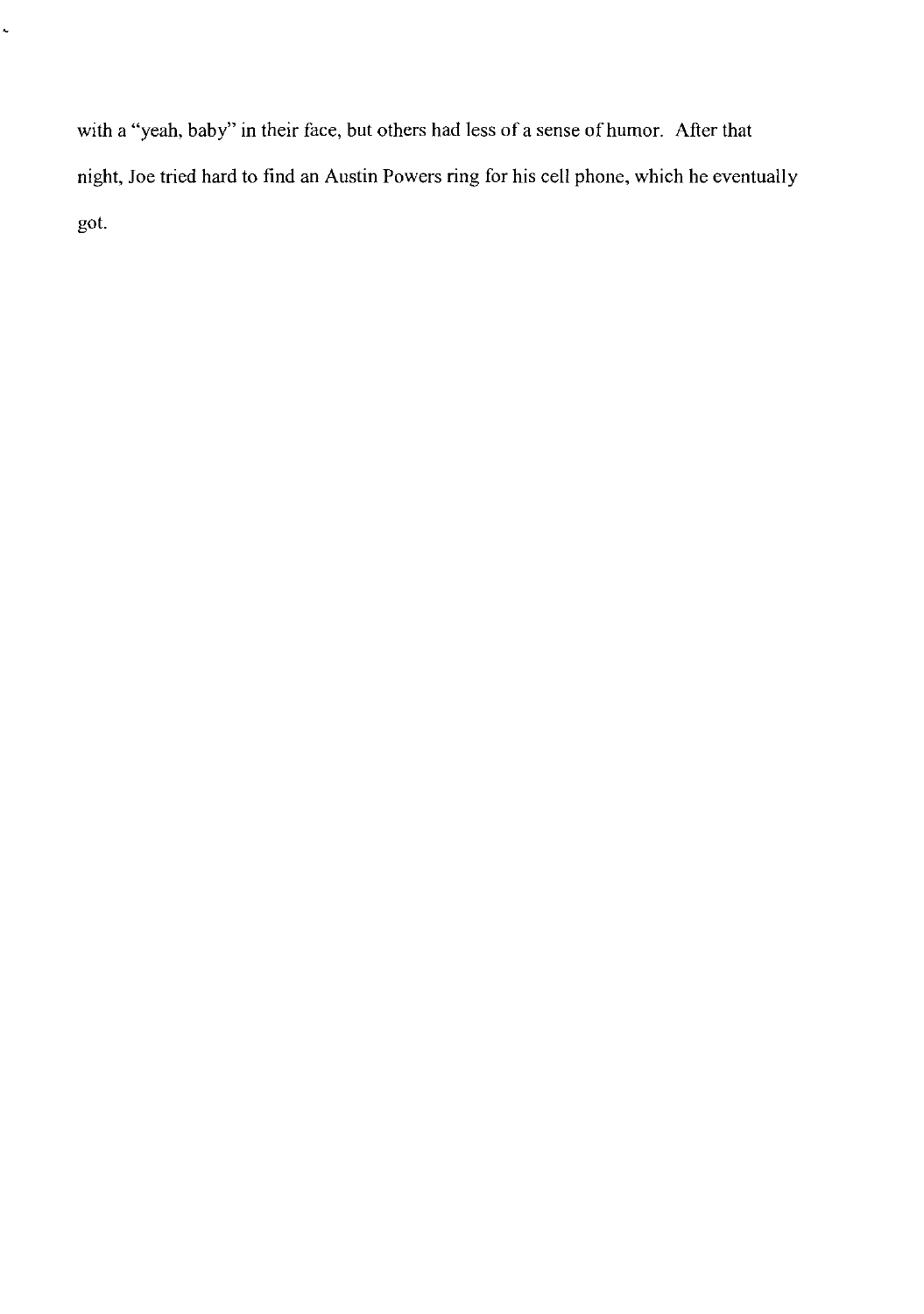with a "yeah, baby" in their face, but others had less of a sense of humor. After that night, Joe tried hard to find an Austin Powers ring for his cell phone, which he eventually got.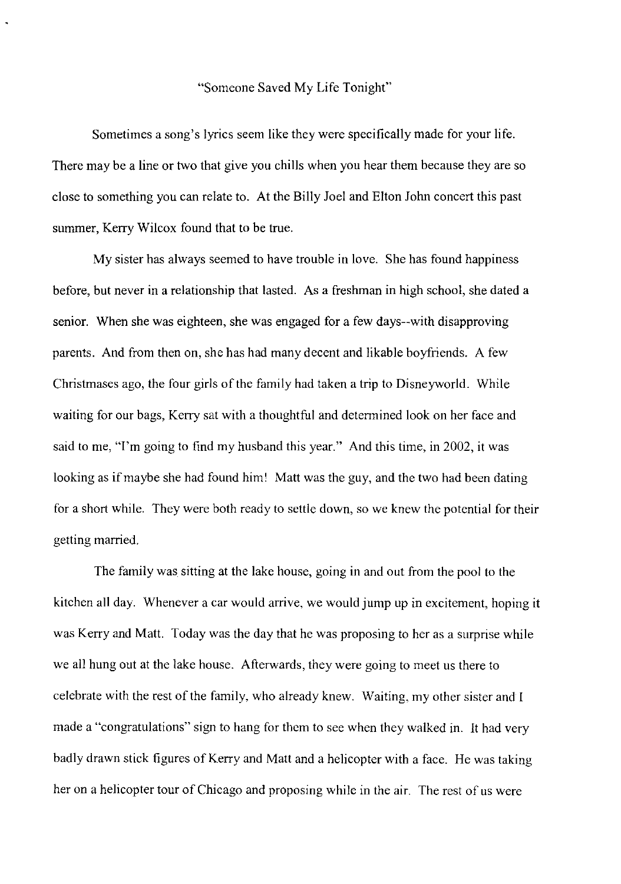"Someone Saved My Life Tonight"

Sometimes a song's lyrics seem like they were specifically made for your life. There may be a line or two that give you chills when you hear them because they are so close to something you can relate to. At the Billy Joel and Elton John concert this past summer, Kerry Wilcox found that to be true.

My sister has always seemed to have trouble in love. She has found happiness before, but never in a relationship that lasted. As a freshman in high school, she dated a senior. When she was eighteen, she was engaged for a few days--with disapproving parents. And from then on, she has had many decent and likable boyfriends. A few Christmases ago, the four girls of the family had taken a trip to Disneyworld. While waiting for our bags, Kerry sat with a thoughtful and determined look on her face and said to me, "I'm going to find my husband this year." And this time, in 2002, it was looking as if maybe she had found him! Matt was the guy, and the two had been dating for a short while. They were both ready to settle down, so we knew the potential for their getting married.

The family was sitting at the lake house, going in and out from the pool to the kitchen all day. Whenever a car would arrive, we would jump up in excitement, hoping it was Kerry and Matt. Today was the day that he was proposing to her as a surprise while we all hung out at the lake house. Afterwards, they were going to meet us there to celebrate with the rest of the family, who already knew. Waiting, my other sister and I made a "congratulations" sign to hang for them to see when they walked in. It had very badly drawn stick figures of Kerry and Matt and a helicopter with a face. He was taking her on a helicopter tour of Chicago and proposing while in the air. The rest of us were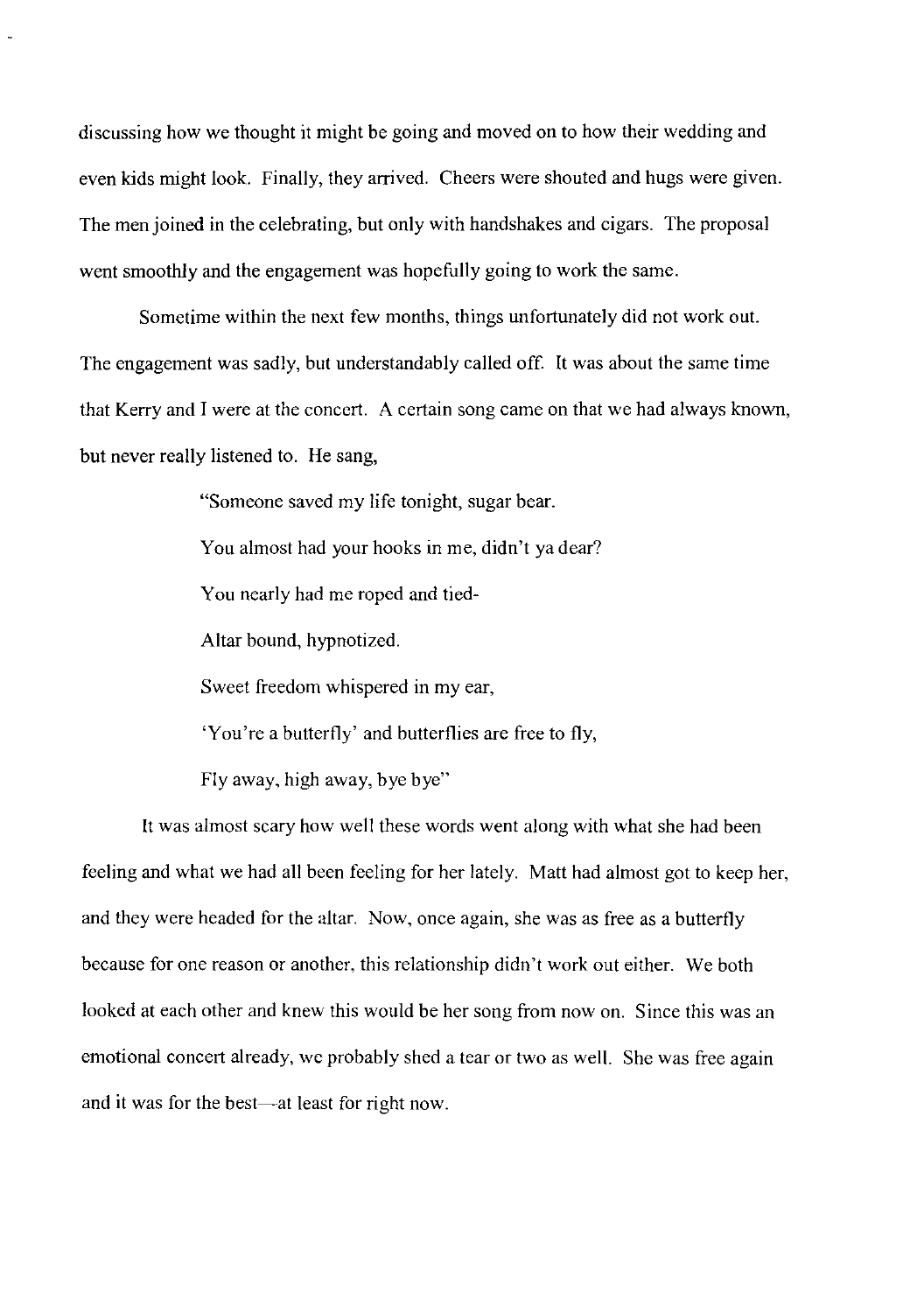discussing how we thought it might be going and moved on to how their wedding and even kids might look. Finally, they arrived. Cheers were shouted and hugs were given. The men joined in the celebrating, but only with handshakes and cigars. The proposal went smoothly and the engagement was hopefully going to work the same.

Sometime within the next few months, things unfortunately did not work out. The engagement was sadly, but understandably called off. It was about the same time that Kerry and I were at the concert. A certain song came on that we had always known, but never really listened to. He sang,

> "Someone saved my life tonight, sugar bear.
>
> You almost had your hooks in me, didn't ya dear?
>
> You nearly had me roped and tied-
>
> Altar bound, hypnotized.
>
> Sweet freedom whispered in my ear,
>
> 'You're a butterfly' and butterflies are free to fly,
>
> Fly away, high away, bye bye"

It was almost scary how well these words went along with what she had been feeling and what we had all been feeling for her lately. Matt had almost got to keep her, and they were headed for the altar. Now, once again, she was as free as a butterfly because for one reason or another, this relationship didn't work out either. We both looked at each other and knew this would be her song from now on. Since this was an emotional concert already, we probably shed a tear or two as well. She was free again and it was for the best—at least for right now.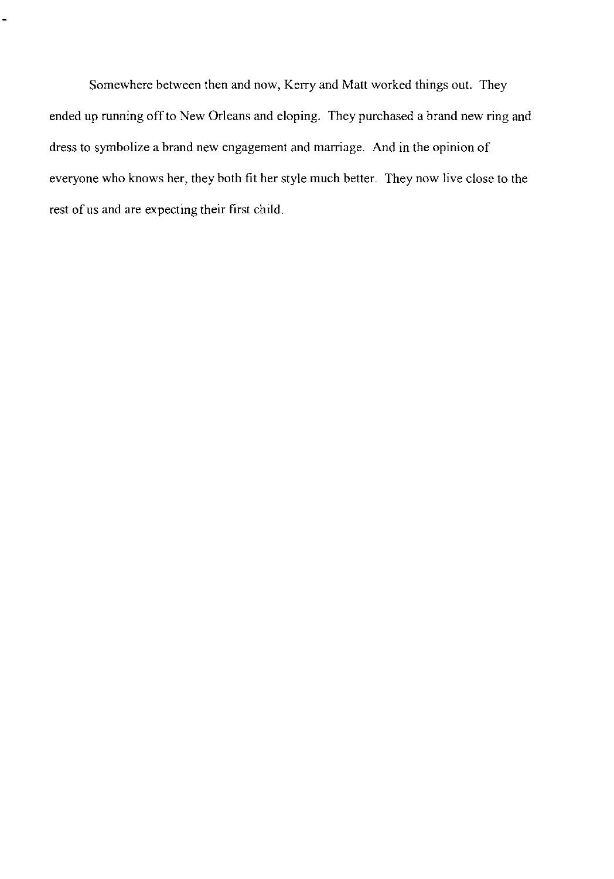Somewhere between then and now, Kerry and Matt worked things out. They ended up running off to New Orleans and eloping. They purchased a brand new ring and dress to symbolize a brand new engagement and marriage. And in the opinion of everyone who knows her, they both fit her style much better. They now live close to the rest of us and are expecting their first child.